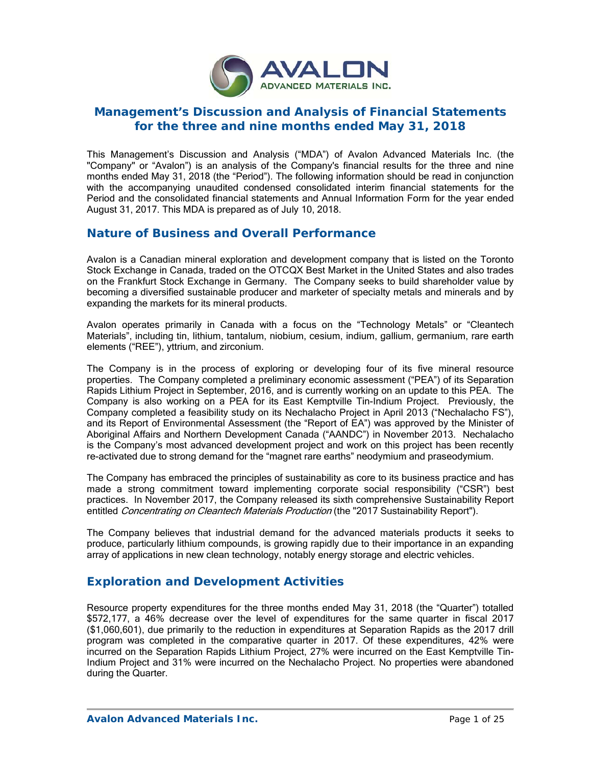# Management's Discussion and Analysis of Financial Statements for the three and nine months ended May 31, 2018

This Management's Discussion and Analysis ("MDA") of Avalon Advanced Materials Inc. (the "Company" or "Avalon") is an analysis of the Company's financial results for the three and nine months ended May 31, 2018 (the "Period"). The following information should be read in conjunction with the accompanying unaudited condensed consolidated interim financial statements for the Period and the consolidated financial statements and Annual Information Form for the year ended August 31, 2017. This MDA is prepared as of July 10, 2018.

## Nature of Business and Overall Performance

Avalon is a Canadian mineral exploration and development company that is listed on the Toronto Stock Exchange in Canada, traded on the OTCQX Best Market in the United States and also trades on the Frankfurt Stock Exchange in Germany. The Company seeks to build shareholder value by becoming a diversified sustainable producer and marketer of specialty metals and minerals and by expanding the markets for its mineral products.

Avalon operates primarily in Canada with a focus on the "Technology Metals" or "Cleantech Materials", including tin, lithium, tantalum, niobium, cesium, indium, gallium, germanium, rare earth elements ("REE"), yttrium, and zirconium.

The Company is in the process of exploring or developing four of its five mineral resource properties. The Company completed a preliminary economic assessment ("PEA") of its Separation Rapids Lithium Project in September, 2016, and is currently working on an update to this PEA. The Company is also working on a PEA for its East Kemptville Tin-Indium Project. Previously, the Company completed a feasibility study on its Nechalacho Project in April 2013 ("Nechalacho FS"), and its Report of Environmental Assessment (the "Report of EA") was approved by the Minister of Aboriginal Affairs and Northern Development Canada ("AANDC") in November 2013. Nechalacho is the Company's most advanced development project and work on this project has been recently re-activated due to strong demand for the "magnet rare earths" neodymium and praseodymium.

The Company has embraced the principles of sustainability as core to its business practice and has made a strong commitment toward implementing corporate social responsibility ("CSR") best practices. In November 2017, the Company released its sixth comprehensive Sustainability Report entitled *Concentrating on Cleantech Materials Production* (the "2017 Sustainability Report").

The Company believes that industrial demand for the advanced materials products it seeks to produce, particularly lithium compounds, is growing rapidly due to their importance in an expanding array of applications in new clean technology, notably energy storage and electric vehicles.

## Exploration and Development Activities

Resource property expenditures for the three months ended May 31, 2018 (the "Quarter") totalled $572,177, a 46% decrease over the level of expenditures for the same quarter in fiscal 2017 ($1,060,601), due primarily to the reduction in expenditures at Separation Rapids as the 2017 drill program was completed in the comparative quarter in 2017. Of these expenditures, 42% were incurred on the Separation Rapids Lithium Project, 27% were incurred on the East Kemptville Tin-Indium Project and 31% were incurred on the Nechalacho Project. No properties were abandoned during the Quarter.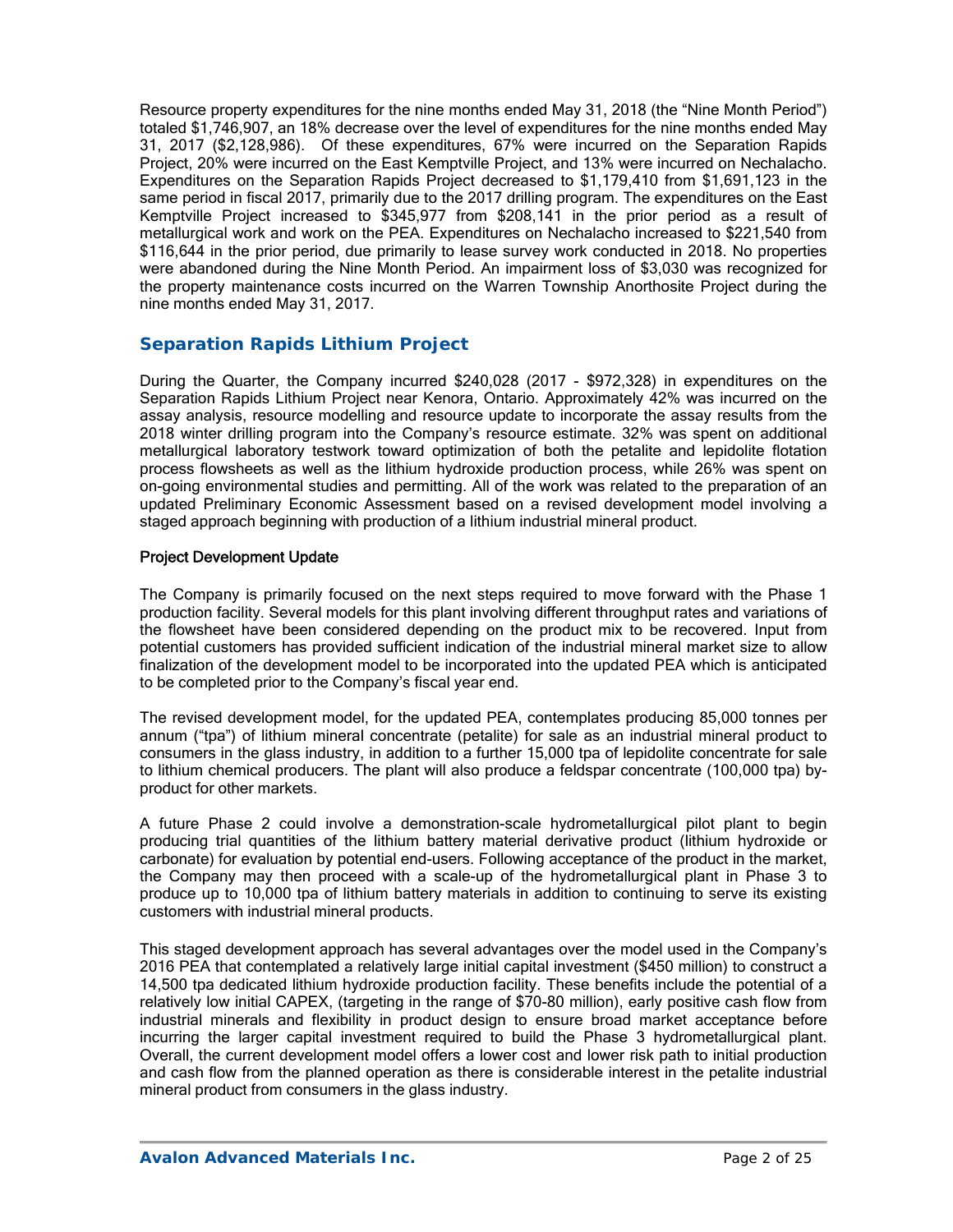Resource property expenditures for the nine months ended May 31, 2018 (the "Nine Month Period") totaled $1,746,907, an 18% decrease over the level of expenditures for the nine months ended May 31, 2017 ($2,128,986). Of these expenditures, 67% were incurred on the Separation Rapids Project, 20% were incurred on the East Kemptville Project, and 13% were incurred on Nechalacho. Expenditures on the Separation Rapids Project decreased to $1,179,410 from $1,691,123 in the same period in fiscal 2017, primarily due to the 2017 drilling program. The expenditures on the East Kemptville Project increased to $345,977 from $208,141 in the prior period as a result of metallurgical work and work on the PEA. Expenditures on Nechalacho increased to $221,540 from $116,644 in the prior period, due primarily to lease survey work conducted in 2018. No properties were abandoned during the Nine Month Period. An impairment loss of $3,030 was recognized for the property maintenance costs incurred on the Warren Township Anorthosite Project during the nine months ended May 31, 2017.

## Separation Rapids Lithium Project

During the Quarter, the Company incurred $240,028 (2017 - $972,328) in expenditures on the Separation Rapids Lithium Project near Kenora, Ontario. Approximately 42% was incurred on the assay analysis, resource modelling and resource update to incorporate the assay results from the 2018 winter drilling program into the Company's resource estimate. 32% was spent on additional metallurgical laboratory testwork toward optimization of both the petalite and lepidolite flotation process flowsheets as well as the lithium hydroxide production process, while 26% was spent on on-going environmental studies and permitting. All of the work was related to the preparation of an updated Preliminary Economic Assessment based on a revised development model involving a staged approach beginning with production of a lithium industrial mineral product.

### Project Development Update

The Company is primarily focused on the next steps required to move forward with the Phase 1 production facility. Several models for this plant involving different throughput rates and variations of the flowsheet have been considered depending on the product mix to be recovered. Input from potential customers has provided sufficient indication of the industrial mineral market size to allow finalization of the development model to be incorporated into the updated PEA which is anticipated to be completed prior to the Company's fiscal year end.

The revised development model, for the updated PEA, contemplates producing 85,000 tonnes per annum ("tpa") of lithium mineral concentrate (petalite) for sale as an industrial mineral product to consumers in the glass industry, in addition to a further 15,000 tpa of lepidolite concentrate for sale to lithium chemical producers. The plant will also produce a feldspar concentrate (100,000 tpa) by-product for other markets.

A future Phase 2 could involve a demonstration-scale hydrometallurgical pilot plant to begin producing trial quantities of the lithium battery material derivative product (lithium hydroxide or carbonate) for evaluation by potential end-users. Following acceptance of the product in the market, the Company may then proceed with a scale-up of the hydrometallurgical plant in Phase 3 to produce up to 10,000 tpa of lithium battery materials in addition to continuing to serve its existing customers with industrial mineral products.

This staged development approach has several advantages over the model used in the Company's 2016 PEA that contemplated a relatively large initial capital investment ($450 million) to construct a 14,500 tpa dedicated lithium hydroxide production facility. These benefits include the potential of a relatively low initial CAPEX, (targeting in the range of $70-80 million), early positive cash flow from industrial minerals and flexibility in product design to ensure broad market acceptance before incurring the larger capital investment required to build the Phase 3 hydrometallurgical plant. Overall, the current development model offers a lower cost and lower risk path to initial production and cash flow from the planned operation as there is considerable interest in the petalite industrial mineral product from consumers in the glass industry.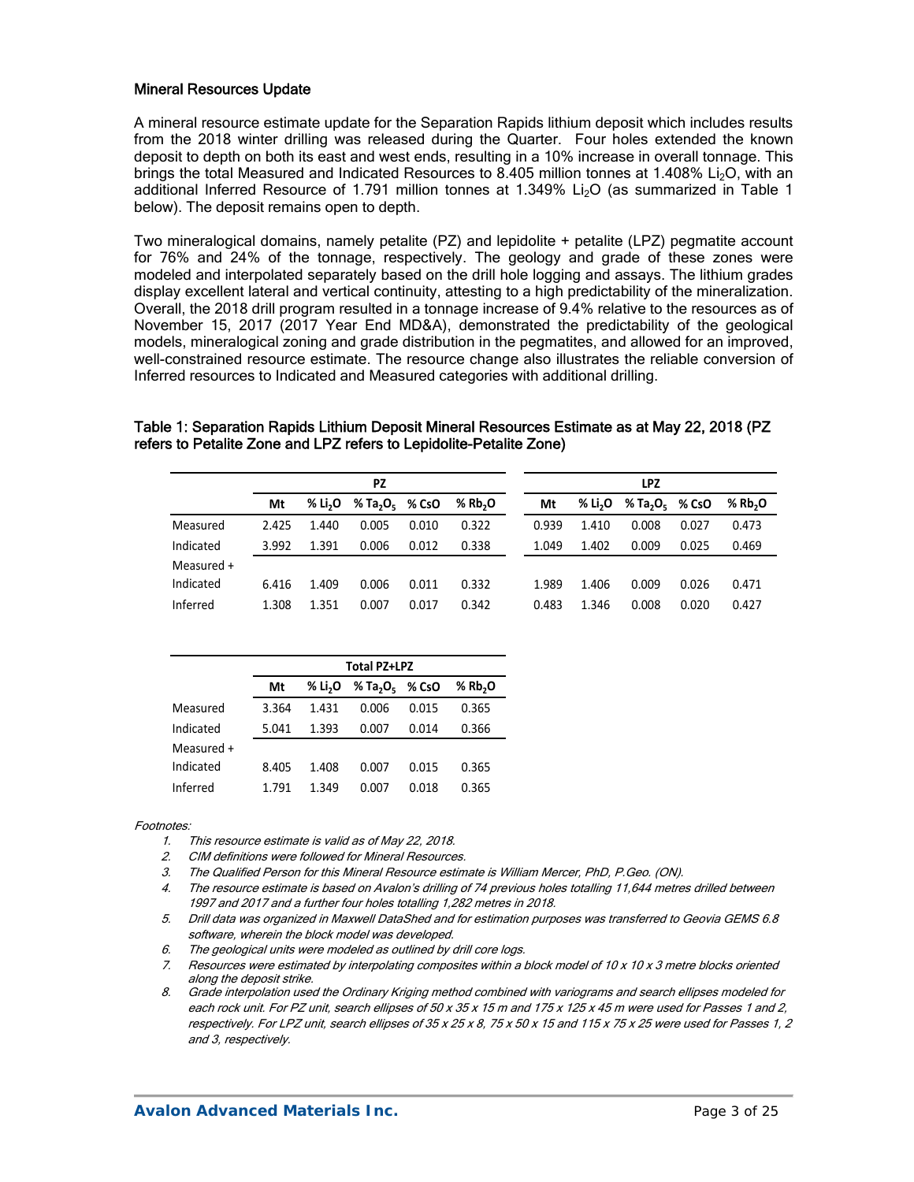### Mineral Resources Update

A mineral resource estimate update for the Separation Rapids lithium deposit which includes results from the 2018 winter drilling was released during the Quarter. Four holes extended the known deposit to depth on both its east and west ends, resulting in a 10% increase in overall tonnage. This brings the total Measured and Indicated Resources to 8.405 million tonnes at 1.408% $Li_2O$, with an additional Inferred Resource of 1.791 million tonnes at 1.349% $Li_2O$ (as summarized in Table 1 below). The deposit remains open to depth.

Two mineralogical domains, namely petalite (PZ) and lepidolite + petalite (LPZ) pegmatite account for 76% and 24% of the tonnage, respectively. The geology and grade of these zones were modeled and interpolated separately based on the drill hole logging and assays. The lithium grades display excellent lateral and vertical continuity, attesting to a high predictability of the mineralization. Overall, the 2018 drill program resulted in a tonnage increase of 9.4% relative to the resources as of November 15, 2017 (2017 Year End MD&A), demonstrated the predictability of the geological models, mineralogical zoning and grade distribution in the pegmatites, and allowed for an improved, well-constrained resource estimate. The resource change also illustrates the reliable conversion of Inferred resources to Indicated and Measured categories with additional drilling.

**Table 1: Separation Rapids Lithium Deposit Mineral Resources Estimate as at May 22, 2018 (PZ refers to Petalite Zone and LPZ refers to Lepidolite-Petalite Zone)**

| | PZ | | | | | LPZ | | | | |
|---|---|---|---|---|---|---|---|---|---|---|
| | Mt | % $Li_2O$ | % $Ta_2O_5$ | % CsO | % $Rb_2O$ | Mt | % $Li_2O$ | % $Ta_2O_5$ | % CsO | % $Rb_2O$ |
| Measured | 2.425 | 1.440 | 0.005 | 0.010 | 0.322 | 0.939 | 1.410 | 0.008 | 0.027 | 0.473 |
| Indicated | 3.992 | 1.391 | 0.006 | 0.012 | 0.338 | 1.049 | 1.402 | 0.009 | 0.025 | 0.469 |
| Measured + Indicated | 6.416 | 1.409 | 0.006 | 0.011 | 0.332 | 1.989 | 1.406 | 0.009 | 0.026 | 0.471 |
| Inferred | 1.308 | 1.351 | 0.007 | 0.017 | 0.342 | 0.483 | 1.346 | 0.008 | 0.020 | 0.427 |

| | Total PZ+LPZ | | | | |
|---|---|---|---|---|---|
| | Mt | % $Li_2O$ | % $Ta_2O_5$ | % CsO | % $Rb_2O$ |
| Measured | 3.364 | 1.431 | 0.006 | 0.015 | 0.365 |
| Indicated | 5.041 | 1.393 | 0.007 | 0.014 | 0.366 |
| Measured + Indicated | 8.405 | 1.408 | 0.007 | 0.015 | 0.365 |
| Inferred | 1.791 | 1.349 | 0.007 | 0.018 | 0.365 |

*Footnotes:*

1. *This resource estimate is valid as of May 22, 2018.*
2. *CIM definitions were followed for Mineral Resources.*
3. *The Qualified Person for this Mineral Resource estimate is William Mercer, PhD, P.Geo. (ON).*
4. *The resource estimate is based on Avalon's drilling of 74 previous holes totalling 11,644 metres drilled between 1997 and 2017 and a further four holes totalling 1,282 metres in 2018.*
5. *Drill data was organized in Maxwell DataShed and for estimation purposes was transferred to Geovia GEMS 6.8 software, wherein the block model was developed.*
6. *The geological units were modeled as outlined by drill core logs.*
7. *Resources were estimated by interpolating composites within a block model of 10 x 10 x 3 metre blocks oriented along the deposit strike.*
8. *Grade interpolation used the Ordinary Kriging method combined with variograms and search ellipses modeled for each rock unit. For PZ unit, search ellipses of 50 x 35 x 15 m and 175 x 125 x 45 m were used for Passes 1 and 2, respectively. For LPZ unit, search ellipses of 35 x 25 x 8, 75 x 50 x 15 and 115 x 75 x 25 were used for Passes 1, 2 and 3, respectively.*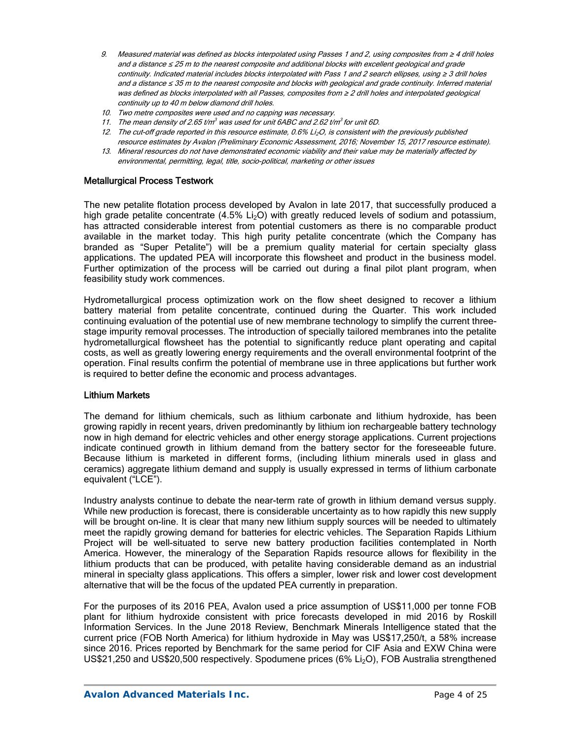9. *Measured material was defined as blocks interpolated using Passes 1 and 2, using composites from ≥ 4 drill holes and a distance ≤ 25 m to the nearest composite and additional blocks with excellent geological and grade continuity. Indicated material includes blocks interpolated with Pass 1 and 2 search ellipses, using ≥ 3 drill holes and a distance ≤ 35 m to the nearest composite and blocks with geological and grade continuity. Inferred material was defined as blocks interpolated with all Passes, composites from ≥ 2 drill holes and interpolated geological continuity up to 40 m below diamond drill holes.*
10. *Two metre composites were used and no capping was necessary.*
11. *The mean density of 2.65 t/m$^3$ was used for unit 6ABC and 2.62 t/m$^3$ for unit 6D.*
12. *The cut-off grade reported in this resource estimate, 0.6% $Li_2O$, is consistent with the previously published resource estimates by Avalon (Preliminary Economic Assessment, 2016; November 15, 2017 resource estimate).*
13. *Mineral resources do not have demonstrated economic viability and their value may be materially affected by environmental, permitting, legal, title, socio-political, marketing or other issues*

### Metallurgical Process Testwork

The new petalite flotation process developed by Avalon in late 2017, that successfully produced a high grade petalite concentrate (4.5% $Li_2O$) with greatly reduced levels of sodium and potassium, has attracted considerable interest from potential customers as there is no comparable product available in the market today. This high purity petalite concentrate (which the Company has branded as "Super Petalite") will be a premium quality material for certain specialty glass applications. The updated PEA will incorporate this flowsheet and product in the business model. Further optimization of the process will be carried out during a final pilot plant program, when feasibility study work commences.

Hydrometallurgical process optimization work on the flow sheet designed to recover a lithium battery material from petalite concentrate, continued during the Quarter. This work included continuing evaluation of the potential use of new membrane technology to simplify the current three-stage impurity removal processes. The introduction of specially tailored membranes into the petalite hydrometallurgical flowsheet has the potential to significantly reduce plant operating and capital costs, as well as greatly lowering energy requirements and the overall environmental footprint of the operation. Final results confirm the potential of membrane use in three applications but further work is required to better define the economic and process advantages.

### Lithium Markets

The demand for lithium chemicals, such as lithium carbonate and lithium hydroxide, has been growing rapidly in recent years, driven predominantly by lithium ion rechargeable battery technology now in high demand for electric vehicles and other energy storage applications. Current projections indicate continued growth in lithium demand from the battery sector for the foreseeable future. Because lithium is marketed in different forms, (including lithium minerals used in glass and ceramics) aggregate lithium demand and supply is usually expressed in terms of lithium carbonate equivalent ("LCE").

Industry analysts continue to debate the near-term rate of growth in lithium demand versus supply. While new production is forecast, there is considerable uncertainty as to how rapidly this new supply will be brought on-line. It is clear that many new lithium supply sources will be needed to ultimately meet the rapidly growing demand for batteries for electric vehicles. The Separation Rapids Lithium Project will be well-situated to serve new battery production facilities contemplated in North America. However, the mineralogy of the Separation Rapids resource allows for flexibility in the lithium products that can be produced, with petalite having considerable demand as an industrial mineral in specialty glass applications. This offers a simpler, lower risk and lower cost development alternative that will be the focus of the updated PEA currently in preparation.

For the purposes of its 2016 PEA, Avalon used a price assumption of US$11,000 per tonne FOB plant for lithium hydroxide consistent with price forecasts developed in mid 2016 by Roskill Information Services. In the June 2018 Review, Benchmark Minerals Intelligence stated that the current price (FOB North America) for lithium hydroxide in May was US$17,250/t, a 58% increase since 2016. Prices reported by Benchmark for the same period for CIF Asia and EXW China were US$21,250 and US$20,500 respectively. Spodumene prices (6% $Li_2O$), FOB Australia strengthened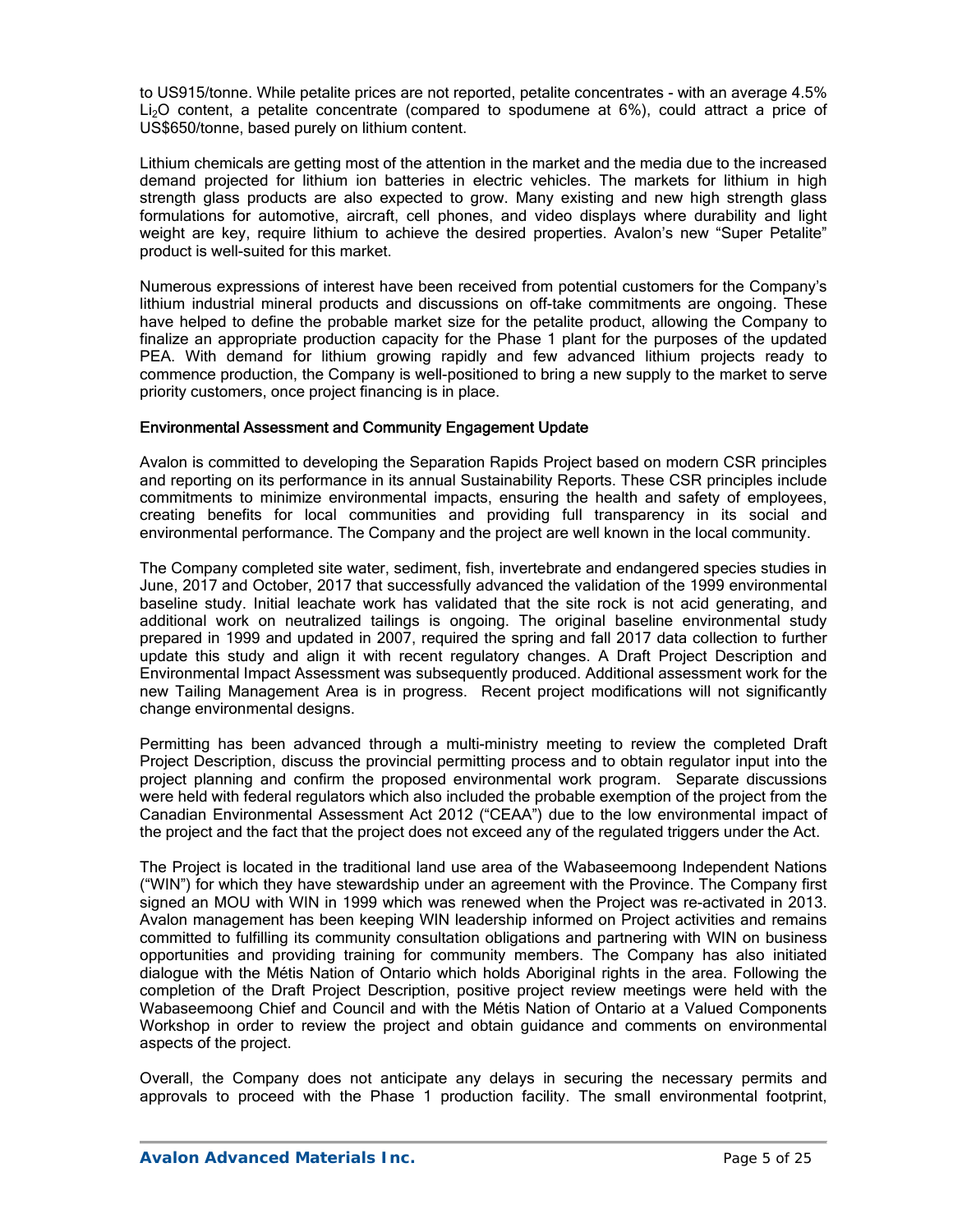to US915/tonne. While petalite prices are not reported, petalite concentrates - with an average 4.5% $Li_2O$ content, a petalite concentrate (compared to spodumene at 6%), could attract a price of US$650/tonne, based purely on lithium content.

Lithium chemicals are getting most of the attention in the market and the media due to the increased demand projected for lithium ion batteries in electric vehicles. The markets for lithium in high strength glass products are also expected to grow. Many existing and new high strength glass formulations for automotive, aircraft, cell phones, and video displays where durability and light weight are key, require lithium to achieve the desired properties. Avalon's new "Super Petalite" product is well-suited for this market.

Numerous expressions of interest have been received from potential customers for the Company's lithium industrial mineral products and discussions on off-take commitments are ongoing. These have helped to define the probable market size for the petalite product, allowing the Company to finalize an appropriate production capacity for the Phase 1 plant for the purposes of the updated PEA. With demand for lithium growing rapidly and few advanced lithium projects ready to commence production, the Company is well-positioned to bring a new supply to the market to serve priority customers, once project financing is in place.

## Environmental Assessment and Community Engagement Update

Avalon is committed to developing the Separation Rapids Project based on modern CSR principles and reporting on its performance in its annual Sustainability Reports. These CSR principles include commitments to minimize environmental impacts, ensuring the health and safety of employees, creating benefits for local communities and providing full transparency in its social and environmental performance. The Company and the project are well known in the local community.

The Company completed site water, sediment, fish, invertebrate and endangered species studies in June, 2017 and October, 2017 that successfully advanced the validation of the 1999 environmental baseline study. Initial leachate work has validated that the site rock is not acid generating, and additional work on neutralized tailings is ongoing. The original baseline environmental study prepared in 1999 and updated in 2007, required the spring and fall 2017 data collection to further update this study and align it with recent regulatory changes. A Draft Project Description and Environmental Impact Assessment was subsequently produced. Additional assessment work for the new Tailing Management Area is in progress. Recent project modifications will not significantly change environmental designs.

Permitting has been advanced through a multi-ministry meeting to review the completed Draft Project Description, discuss the provincial permitting process and to obtain regulator input into the project planning and confirm the proposed environmental work program. Separate discussions were held with federal regulators which also included the probable exemption of the project from the Canadian Environmental Assessment Act 2012 ("CEAA") due to the low environmental impact of the project and the fact that the project does not exceed any of the regulated triggers under the Act.

The Project is located in the traditional land use area of the Wabaseemoong Independent Nations ("WIN") for which they have stewardship under an agreement with the Province. The Company first signed an MOU with WIN in 1999 which was renewed when the Project was re-activated in 2013. Avalon management has been keeping WIN leadership informed on Project activities and remains committed to fulfilling its community consultation obligations and partnering with WIN on business opportunities and providing training for community members. The Company has also initiated dialogue with the Métis Nation of Ontario which holds Aboriginal rights in the area. Following the completion of the Draft Project Description, positive project review meetings were held with the Wabaseemoong Chief and Council and with the Métis Nation of Ontario at a Valued Components Workshop in order to review the project and obtain guidance and comments on environmental aspects of the project.

Overall, the Company does not anticipate any delays in securing the necessary permits and approvals to proceed with the Phase 1 production facility. The small environmental footprint,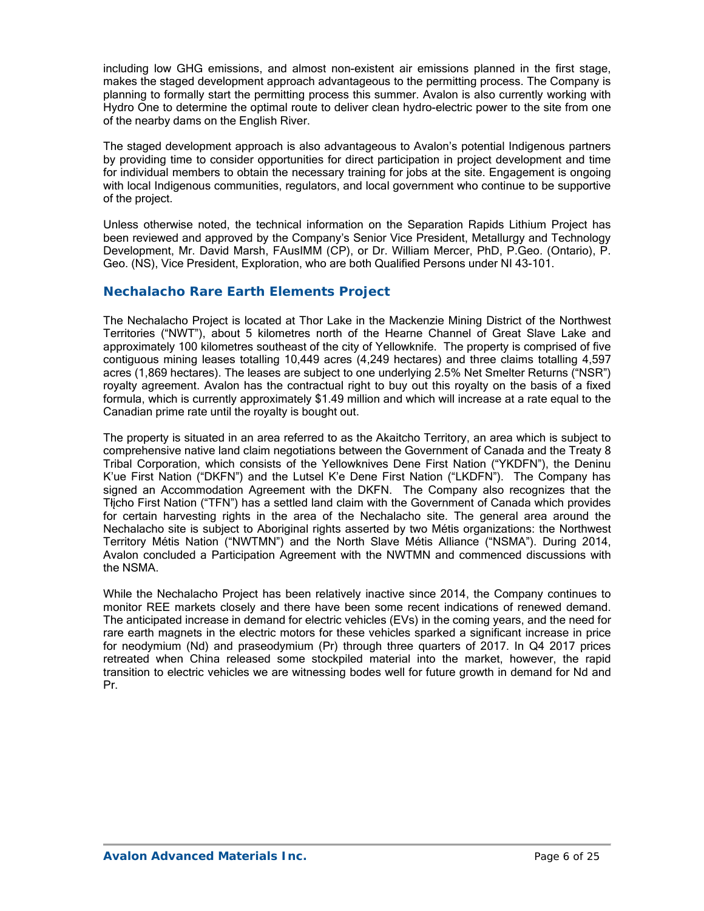including low GHG emissions, and almost non-existent air emissions planned in the first stage, makes the staged development approach advantageous to the permitting process. The Company is planning to formally start the permitting process this summer. Avalon is also currently working with Hydro One to determine the optimal route to deliver clean hydro-electric power to the site from one of the nearby dams on the English River.

The staged development approach is also advantageous to Avalon's potential Indigenous partners by providing time to consider opportunities for direct participation in project development and time for individual members to obtain the necessary training for jobs at the site. Engagement is ongoing with local Indigenous communities, regulators, and local government who continue to be supportive of the project.

Unless otherwise noted, the technical information on the Separation Rapids Lithium Project has been reviewed and approved by the Company's Senior Vice President, Metallurgy and Technology Development, Mr. David Marsh, FAusIMM (CP), or Dr. William Mercer, PhD, P.Geo. (Ontario), P. Geo. (NS), Vice President, Exploration, who are both Qualified Persons under NI 43-101.

## Nechalacho Rare Earth Elements Project

The Nechalacho Project is located at Thor Lake in the Mackenzie Mining District of the Northwest Territories ("NWT"), about 5 kilometres north of the Hearne Channel of Great Slave Lake and approximately 100 kilometres southeast of the city of Yellowknife. The property is comprised of five contiguous mining leases totalling 10,449 acres (4,249 hectares) and three claims totalling 4,597 acres (1,869 hectares). The leases are subject to one underlying 2.5% Net Smelter Returns ("NSR") royalty agreement. Avalon has the contractual right to buy out this royalty on the basis of a fixed formula, which is currently approximately $1.49 million and which will increase at a rate equal to the Canadian prime rate until the royalty is bought out.

The property is situated in an area referred to as the Akaitcho Territory, an area which is subject to comprehensive native land claim negotiations between the Government of Canada and the Treaty 8 Tribal Corporation, which consists of the Yellowknives Dene First Nation ("YKDFN"), the Deninu K'ue First Nation ("DKFN") and the Lutsel K'e Dene First Nation ("LKDFN"). The Company has signed an Accommodation Agreement with the DKFN. The Company also recognizes that the Tłįcho First Nation ("TFN") has a settled land claim with the Government of Canada which provides for certain harvesting rights in the area of the Nechalacho site. The general area around the Nechalacho site is subject to Aboriginal rights asserted by two Métis organizations: the Northwest Territory Métis Nation ("NWTMN") and the North Slave Métis Alliance ("NSMA"). During 2014, Avalon concluded a Participation Agreement with the NWTMN and commenced discussions with the NSMA.

While the Nechalacho Project has been relatively inactive since 2014, the Company continues to monitor REE markets closely and there have been some recent indications of renewed demand. The anticipated increase in demand for electric vehicles (EVs) in the coming years, and the need for rare earth magnets in the electric motors for these vehicles sparked a significant increase in price for neodymium (Nd) and praseodymium (Pr) through three quarters of 2017. In Q4 2017 prices retreated when China released some stockpiled material into the market, however, the rapid transition to electric vehicles we are witnessing bodes well for future growth in demand for Nd and Pr.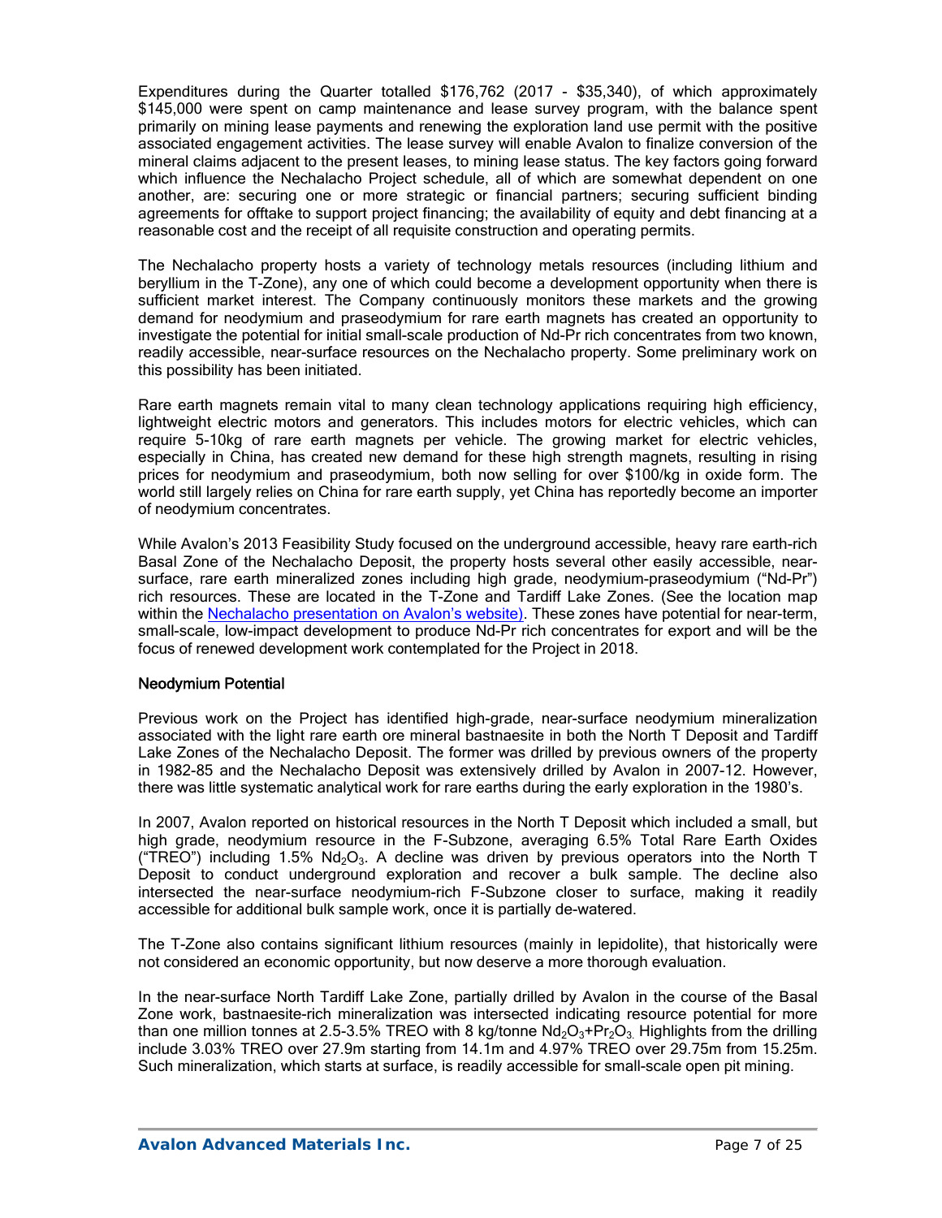Expenditures during the Quarter totalled $176,762 (2017 - $35,340), of which approximately $145,000 were spent on camp maintenance and lease survey program, with the balance spent primarily on mining lease payments and renewing the exploration land use permit with the positive associated engagement activities. The lease survey will enable Avalon to finalize conversion of the mineral claims adjacent to the present leases, to mining lease status. The key factors going forward which influence the Nechalacho Project schedule, all of which are somewhat dependent on one another, are: securing one or more strategic or financial partners; securing sufficient binding agreements for offtake to support project financing; the availability of equity and debt financing at a reasonable cost and the receipt of all requisite construction and operating permits.

The Nechalacho property hosts a variety of technology metals resources (including lithium and beryllium in the T-Zone), any one of which could become a development opportunity when there is sufficient market interest. The Company continuously monitors these markets and the growing demand for neodymium and praseodymium for rare earth magnets has created an opportunity to investigate the potential for initial small-scale production of Nd-Pr rich concentrates from two known, readily accessible, near-surface resources on the Nechalacho property. Some preliminary work on this possibility has been initiated.

Rare earth magnets remain vital to many clean technology applications requiring high efficiency, lightweight electric motors and generators. This includes motors for electric vehicles, which can require 5-10kg of rare earth magnets per vehicle. The growing market for electric vehicles, especially in China, has created new demand for these high strength magnets, resulting in rising prices for neodymium and praseodymium, both now selling for over $100/kg in oxide form. The world still largely relies on China for rare earth supply, yet China has reportedly become an importer of neodymium concentrates.

While Avalon's 2013 Feasibility Study focused on the underground accessible, heavy rare earth-rich Basal Zone of the Nechalacho Deposit, the property hosts several other easily accessible, near-surface, rare earth mineralized zones including high grade, neodymium-praseodymium ("Nd-Pr") rich resources. These are located in the T-Zone and Tardiff Lake Zones. (See the location map within the Nechalacho presentation on Avalon's website). These zones have potential for near-term, small-scale, low-impact development to produce Nd-Pr rich concentrates for export and will be the focus of renewed development work contemplated for the Project in 2018.

### Neodymium Potential

Previous work on the Project has identified high-grade, near-surface neodymium mineralization associated with the light rare earth ore mineral bastnaesite in both the North T Deposit and Tardiff Lake Zones of the Nechalacho Deposit. The former was drilled by previous owners of the property in 1982-85 and the Nechalacho Deposit was extensively drilled by Avalon in 2007-12. However, there was little systematic analytical work for rare earths during the early exploration in the 1980's.

In 2007, Avalon reported on historical resources in the North T Deposit which included a small, but high grade, neodymium resource in the F-Subzone, averaging 6.5% Total Rare Earth Oxides ("TREO") including 1.5% $Nd_2O_3$. A decline was driven by previous operators into the North T Deposit to conduct underground exploration and recover a bulk sample. The decline also intersected the near-surface neodymium-rich F-Subzone closer to surface, making it readily accessible for additional bulk sample work, once it is partially de-watered.

The T-Zone also contains significant lithium resources (mainly in lepidolite), that historically were not considered an economic opportunity, but now deserve a more thorough evaluation.

In the near-surface North Tardiff Lake Zone, partially drilled by Avalon in the course of the Basal Zone work, bastnaesite-rich mineralization was intersected indicating resource potential for more than one million tonnes at 2.5-3.5% TREO with 8 kg/tonne $Nd_2O_3+Pr_2O_3$. Highlights from the drilling include 3.03% TREO over 27.9m starting from 14.1m and 4.97% TREO over 29.75m from 15.25m. Such mineralization, which starts at surface, is readily accessible for small-scale open pit mining.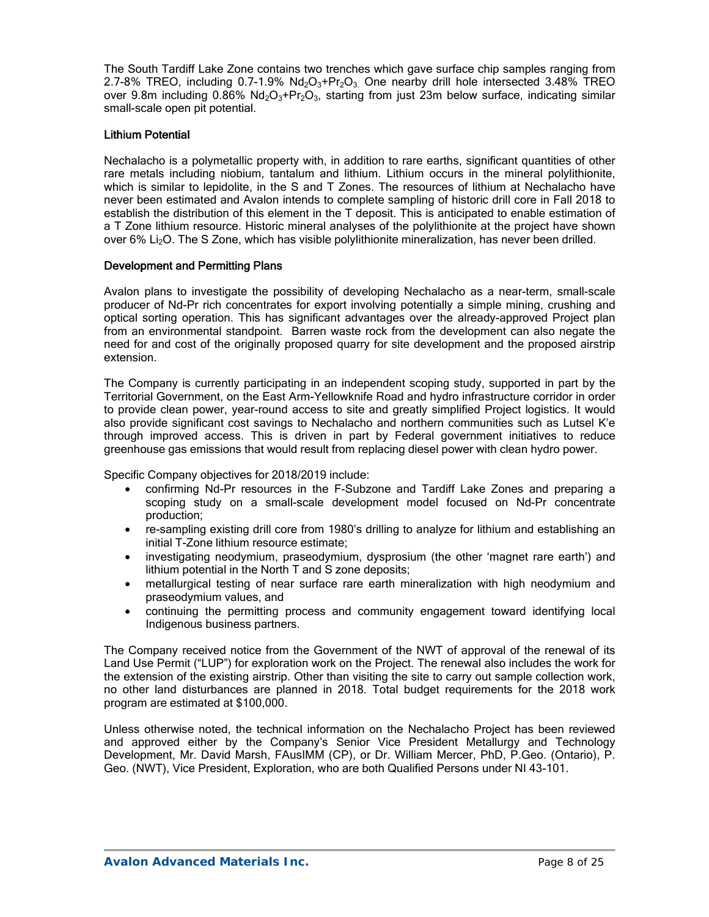The South Tardiff Lake Zone contains two trenches which gave surface chip samples ranging from 2.7-8% TREO, including 0.7-1.9% $Nd_2O_3$+$Pr_2O_3$. One nearby drill hole intersected 3.48% TREO over 9.8m including 0.86% $Nd_2O_3$+$Pr_2O_3$, starting from just 23m below surface, indicating similar small-scale open pit potential.

### Lithium Potential

Nechalacho is a polymetallic property with, in addition to rare earths, significant quantities of other rare metals including niobium, tantalum and lithium. Lithium occurs in the mineral polylithionite, which is similar to lepidolite, in the S and T Zones. The resources of lithium at Nechalacho have never been estimated and Avalon intends to complete sampling of historic drill core in Fall 2018 to establish the distribution of this element in the T deposit. This is anticipated to enable estimation of a T Zone lithium resource. Historic mineral analyses of the polylithionite at the project have shown over 6% $Li_2O$. The S Zone, which has visible polylithionite mineralization, has never been drilled.

### Development and Permitting Plans

Avalon plans to investigate the possibility of developing Nechalacho as a near-term, small-scale producer of Nd-Pr rich concentrates for export involving potentially a simple mining, crushing and optical sorting operation. This has significant advantages over the already-approved Project plan from an environmental standpoint. Barren waste rock from the development can also negate the need for and cost of the originally proposed quarry for site development and the proposed airstrip extension.

The Company is currently participating in an independent scoping study, supported in part by the Territorial Government, on the East Arm-Yellowknife Road and hydro infrastructure corridor in order to provide clean power, year-round access to site and greatly simplified Project logistics. It would also provide significant cost savings to Nechalacho and northern communities such as Lutsel K'e through improved access. This is driven in part by Federal government initiatives to reduce greenhouse gas emissions that would result from replacing diesel power with clean hydro power.

Specific Company objectives for 2018/2019 include:

- confirming Nd-Pr resources in the F-Subzone and Tardiff Lake Zones and preparing a scoping study on a small-scale development model focused on Nd-Pr concentrate production;
- re-sampling existing drill core from 1980's drilling to analyze for lithium and establishing an initial T-Zone lithium resource estimate;
- investigating neodymium, praseodymium, dysprosium (the other 'magnet rare earth') and lithium potential in the North T and S zone deposits;
- metallurgical testing of near surface rare earth mineralization with high neodymium and praseodymium values, and
- continuing the permitting process and community engagement toward identifying local Indigenous business partners.

The Company received notice from the Government of the NWT of approval of the renewal of its Land Use Permit ("LUP") for exploration work on the Project. The renewal also includes the work for the extension of the existing airstrip. Other than visiting the site to carry out sample collection work, no other land disturbances are planned in 2018. Total budget requirements for the 2018 work program are estimated at $100,000.

Unless otherwise noted, the technical information on the Nechalacho Project has been reviewed and approved either by the Company's Senior Vice President Metallurgy and Technology Development, Mr. David Marsh, FAusIMM (CP), or Dr. William Mercer, PhD, P.Geo. (Ontario), P. Geo. (NWT), Vice President, Exploration, who are both Qualified Persons under NI 43-101.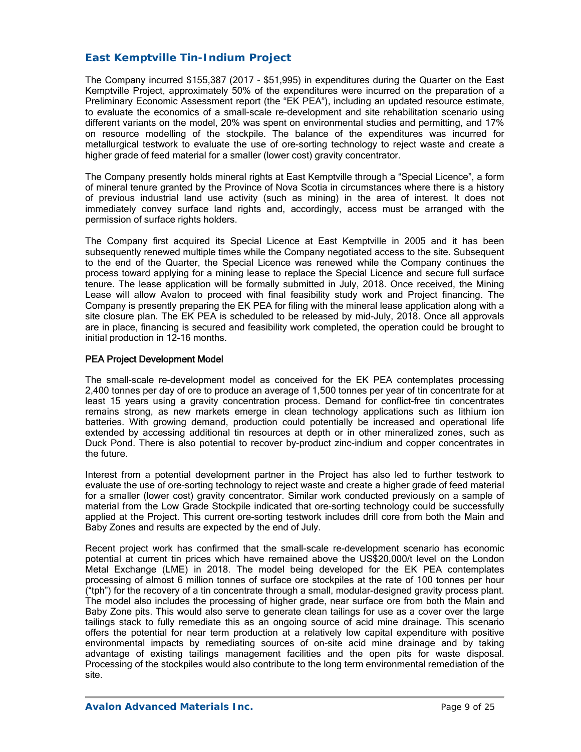## East Kemptville Tin-Indium Project

The Company incurred $155,387 (2017 - $51,995) in expenditures during the Quarter on the East Kemptville Project, approximately 50% of the expenditures were incurred on the preparation of a Preliminary Economic Assessment report (the "EK PEA"), including an updated resource estimate, to evaluate the economics of a small-scale re-development and site rehabilitation scenario using different variants on the model, 20% was spent on environmental studies and permitting, and 17% on resource modelling of the stockpile. The balance of the expenditures was incurred for metallurgical testwork to evaluate the use of ore-sorting technology to reject waste and create a higher grade of feed material for a smaller (lower cost) gravity concentrator.

The Company presently holds mineral rights at East Kemptville through a "Special Licence", a form of mineral tenure granted by the Province of Nova Scotia in circumstances where there is a history of previous industrial land use activity (such as mining) in the area of interest. It does not immediately convey surface land rights and, accordingly, access must be arranged with the permission of surface rights holders.

The Company first acquired its Special Licence at East Kemptville in 2005 and it has been subsequently renewed multiple times while the Company negotiated access to the site. Subsequent to the end of the Quarter, the Special Licence was renewed while the Company continues the process toward applying for a mining lease to replace the Special Licence and secure full surface tenure. The lease application will be formally submitted in July, 2018. Once received, the Mining Lease will allow Avalon to proceed with final feasibility study work and Project financing. The Company is presently preparing the EK PEA for filing with the mineral lease application along with a site closure plan. The EK PEA is scheduled to be released by mid-July, 2018. Once all approvals are in place, financing is secured and feasibility work completed, the operation could be brought to initial production in 12-16 months.

### PEA Project Development Model

The small-scale re-development model as conceived for the EK PEA contemplates processing 2,400 tonnes per day of ore to produce an average of 1,500 tonnes per year of tin concentrate for at least 15 years using a gravity concentration process. Demand for conflict-free tin concentrates remains strong, as new markets emerge in clean technology applications such as lithium ion batteries. With growing demand, production could potentially be increased and operational life extended by accessing additional tin resources at depth or in other mineralized zones, such as Duck Pond. There is also potential to recover by-product zinc-indium and copper concentrates in the future.

Interest from a potential development partner in the Project has also led to further testwork to evaluate the use of ore-sorting technology to reject waste and create a higher grade of feed material for a smaller (lower cost) gravity concentrator. Similar work conducted previously on a sample of material from the Low Grade Stockpile indicated that ore-sorting technology could be successfully applied at the Project. This current ore-sorting testwork includes drill core from both the Main and Baby Zones and results are expected by the end of July.

Recent project work has confirmed that the small-scale re-development scenario has economic potential at current tin prices which have remained above the US$20,000/t level on the London Metal Exchange (LME) in 2018. The model being developed for the EK PEA contemplates processing of almost 6 million tonnes of surface ore stockpiles at the rate of 100 tonnes per hour ("tph") for the recovery of a tin concentrate through a small, modular-designed gravity process plant. The model also includes the processing of higher grade, near surface ore from both the Main and Baby Zone pits. This would also serve to generate clean tailings for use as a cover over the large tailings stack to fully remediate this as an ongoing source of acid mine drainage. This scenario offers the potential for near term production at a relatively low capital expenditure with positive environmental impacts by remediating sources of on-site acid mine drainage and by taking advantage of existing tailings management facilities and the open pits for waste disposal. Processing of the stockpiles would also contribute to the long term environmental remediation of the site.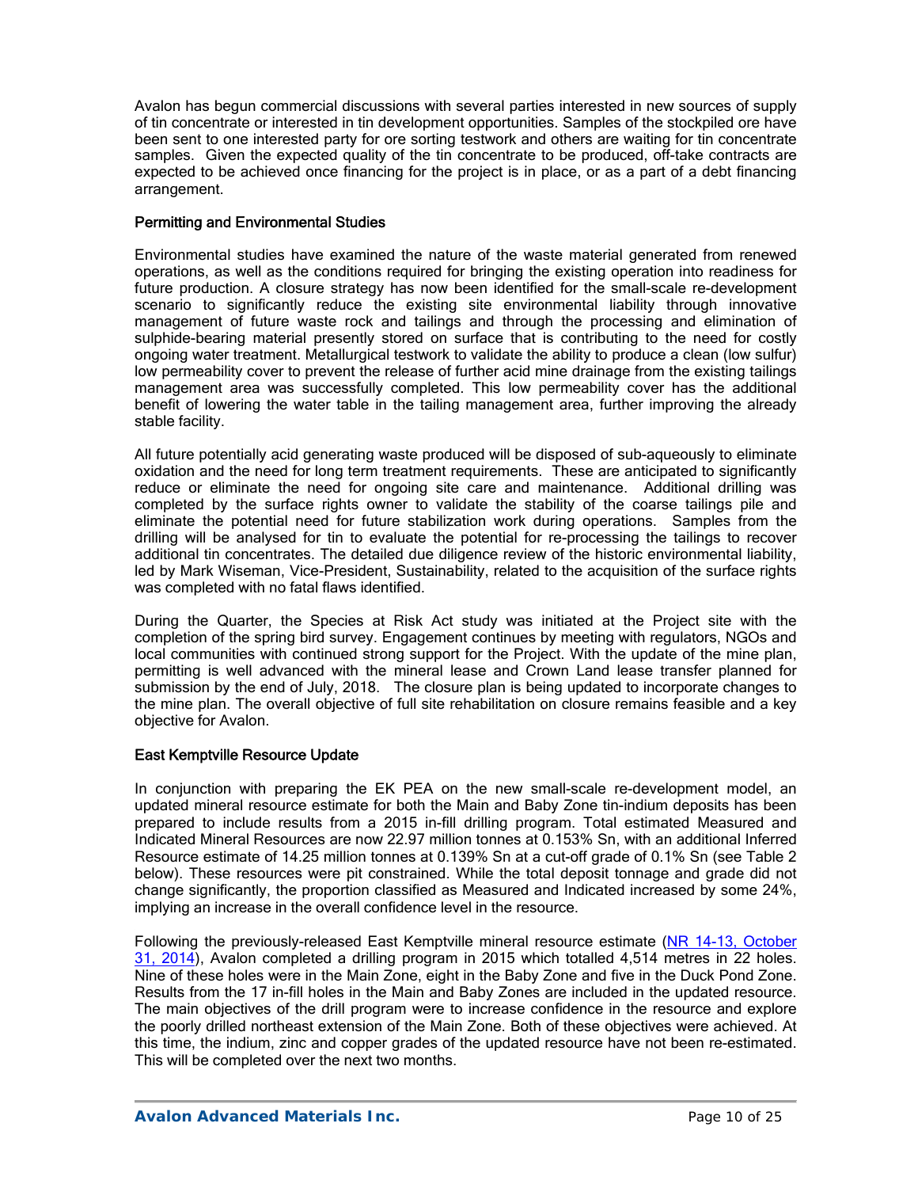Avalon has begun commercial discussions with several parties interested in new sources of supply of tin concentrate or interested in tin development opportunities. Samples of the stockpiled ore have been sent to one interested party for ore sorting testwork and others are waiting for tin concentrate samples. Given the expected quality of the tin concentrate to be produced, off-take contracts are expected to be achieved once financing for the project is in place, or as a part of a debt financing arrangement.

### Permitting and Environmental Studies

Environmental studies have examined the nature of the waste material generated from renewed operations, as well as the conditions required for bringing the existing operation into readiness for future production. A closure strategy has now been identified for the small-scale re-development scenario to significantly reduce the existing site environmental liability through innovative management of future waste rock and tailings and through the processing and elimination of sulphide-bearing material presently stored on surface that is contributing to the need for costly ongoing water treatment. Metallurgical testwork to validate the ability to produce a clean (low sulfur) low permeability cover to prevent the release of further acid mine drainage from the existing tailings management area was successfully completed. This low permeability cover has the additional benefit of lowering the water table in the tailing management area, further improving the already stable facility.

All future potentially acid generating waste produced will be disposed of sub-aqueously to eliminate oxidation and the need for long term treatment requirements. These are anticipated to significantly reduce or eliminate the need for ongoing site care and maintenance. Additional drilling was completed by the surface rights owner to validate the stability of the coarse tailings pile and eliminate the potential need for future stabilization work during operations. Samples from the drilling will be analysed for tin to evaluate the potential for re-processing the tailings to recover additional tin concentrates. The detailed due diligence review of the historic environmental liability, led by Mark Wiseman, Vice-President, Sustainability, related to the acquisition of the surface rights was completed with no fatal flaws identified.

During the Quarter, the Species at Risk Act study was initiated at the Project site with the completion of the spring bird survey. Engagement continues by meeting with regulators, NGOs and local communities with continued strong support for the Project. With the update of the mine plan, permitting is well advanced with the mineral lease and Crown Land lease transfer planned for submission by the end of July, 2018. The closure plan is being updated to incorporate changes to the mine plan. The overall objective of full site rehabilitation on closure remains feasible and a key objective for Avalon.

### East Kemptville Resource Update

In conjunction with preparing the EK PEA on the new small-scale re-development model, an updated mineral resource estimate for both the Main and Baby Zone tin-indium deposits has been prepared to include results from a 2015 in-fill drilling program. Total estimated Measured and Indicated Mineral Resources are now 22.97 million tonnes at 0.153% Sn, with an additional Inferred Resource estimate of 14.25 million tonnes at 0.139% Sn at a cut-off grade of 0.1% Sn (see Table 2 below). These resources were pit constrained. While the total deposit tonnage and grade did not change significantly, the proportion classified as Measured and Indicated increased by some 24%, implying an increase in the overall confidence level in the resource.

Following the previously-released East Kemptville mineral resource estimate (NR 14-13, October 31, 2014), Avalon completed a drilling program in 2015 which totalled 4,514 metres in 22 holes. Nine of these holes were in the Main Zone, eight in the Baby Zone and five in the Duck Pond Zone. Results from the 17 in-fill holes in the Main and Baby Zones are included in the updated resource. The main objectives of the drill program were to increase confidence in the resource and explore the poorly drilled northeast extension of the Main Zone. Both of these objectives were achieved. At this time, the indium, zinc and copper grades of the updated resource have not been re-estimated. This will be completed over the next two months.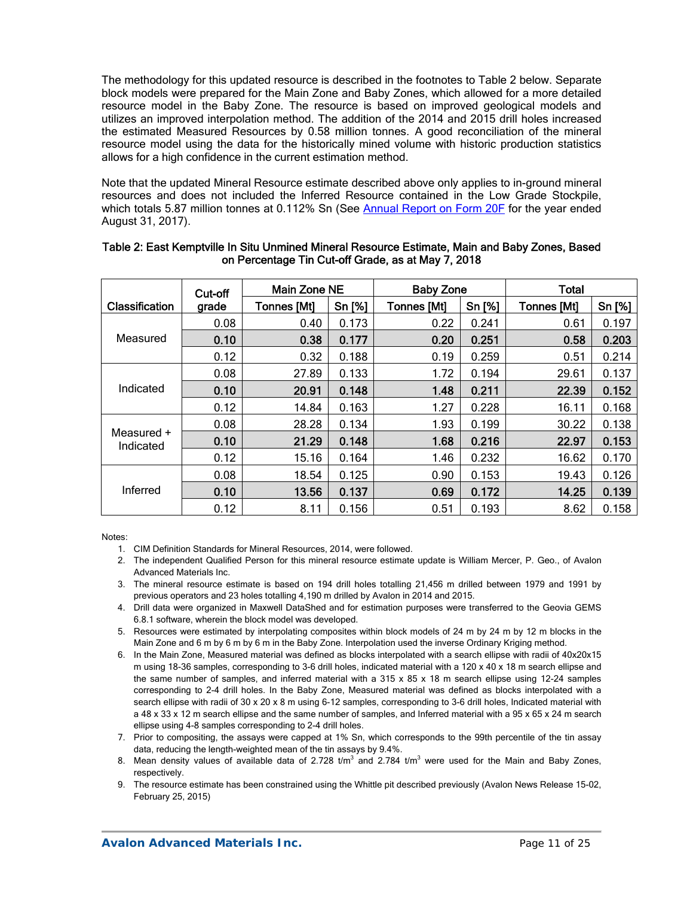The methodology for this updated resource is described in the footnotes to Table 2 below. Separate block models were prepared for the Main Zone and Baby Zones, which allowed for a more detailed resource model in the Baby Zone. The resource is based on improved geological models and utilizes an improved interpolation method. The addition of the 2014 and 2015 drill holes increased the estimated Measured Resources by 0.58 million tonnes. A good reconciliation of the mineral resource model using the data for the historically mined volume with historic production statistics allows for a high confidence in the current estimation method.

Note that the updated Mineral Resource estimate described above only applies to in-ground mineral resources and does not included the Inferred Resource contained in the Low Grade Stockpile, which totals 5.87 million tonnes at 0.112% Sn (See Annual Report on Form 20F for the year ended August 31, 2017).

**Table 2: East Kemptville In Situ Unmined Mineral Resource Estimate, Main and Baby Zones, Based on Percentage Tin Cut-off Grade, as at May 7, 2018**

| Classification | Cut-off grade | Main Zone NE | | Baby Zone | | Total | |
|---|---|---|---|---|---|---|---|
| | | Tonnes [Mt] | Sn [%] | Tonnes [Mt] | Sn [%] | Tonnes [Mt] | Sn [%] |
| Measured | 0.08 | 0.40 | 0.173 | 0.22 | 0.241 | 0.61 | 0.197 |
| | **0.10** | **0.38** | **0.177** | **0.20** | **0.251** | **0.58** | **0.203** |
| | 0.12 | 0.32 | 0.188 | 0.19 | 0.259 | 0.51 | 0.214 |
| Indicated | 0.08 | 27.89 | 0.133 | 1.72 | 0.194 | 29.61 | 0.137 |
| | **0.10** | **20.91** | **0.148** | **1.48** | **0.211** | **22.39** | **0.152** |
| | 0.12 | 14.84 | 0.163 | 1.27 | 0.228 | 16.11 | 0.168 |
| Measured + Indicated | 0.08 | 28.28 | 0.134 | 1.93 | 0.199 | 30.22 | 0.138 |
| | **0.10** | **21.29** | **0.148** | **1.68** | **0.216** | **22.97** | **0.153** |
| | 0.12 | 15.16 | 0.164 | 1.46 | 0.232 | 16.62 | 0.170 |
| Inferred | 0.08 | 18.54 | 0.125 | 0.90 | 0.153 | 19.43 | 0.126 |
| | **0.10** | **13.56** | **0.137** | **0.69** | **0.172** | **14.25** | **0.139** |
| | 0.12 | 8.11 | 0.156 | 0.51 | 0.193 | 8.62 | 0.158 |

Notes:

1. CIM Definition Standards for Mineral Resources, 2014, were followed.
2. The independent Qualified Person for this mineral resource estimate update is William Mercer, P. Geo., of Avalon Advanced Materials Inc.
3. The mineral resource estimate is based on 194 drill holes totalling 21,456 m drilled between 1979 and 1991 by previous operators and 23 holes totalling 4,190 m drilled by Avalon in 2014 and 2015.
4. Drill data were organized in Maxwell DataShed and for estimation purposes were transferred to the Geovia GEMS 6.8.1 software, wherein the block model was developed.
5. Resources were estimated by interpolating composites within block models of 24 m by 24 m by 12 m blocks in the Main Zone and 6 m by 6 m by 6 m in the Baby Zone. Interpolation used the inverse Ordinary Kriging method.
6. In the Main Zone, Measured material was defined as blocks interpolated with a search ellipse with radii of 40x20x15 m using 18-36 samples, corresponding to 3-6 drill holes, indicated material with a 120 x 40 x 18 m search ellipse and the same number of samples, and inferred material with a 315 x 85 x 18 m search ellipse using 12-24 samples corresponding to 2-4 drill holes. In the Baby Zone, Measured material was defined as blocks interpolated with a search ellipse with radii of 30 x 20 x 8 m using 6-12 samples, corresponding to 3-6 drill holes, Indicated material with a 48 x 33 x 12 m search ellipse and the same number of samples, and Inferred material with a 95 x 65 x 24 m search ellipse using 4-8 samples corresponding to 2-4 drill holes.
7. Prior to compositing, the assays were capped at 1% Sn, which corresponds to the 99th percentile of the tin assay data, reducing the length-weighted mean of the tin assays by 9.4%.
8. Mean density values of available data of 2.728 $t/m^3$ and 2.784 $t/m^3$ were used for the Main and Baby Zones, respectively.
9. The resource estimate has been constrained using the Whittle pit described previously (Avalon News Release 15-02, February 25, 2015)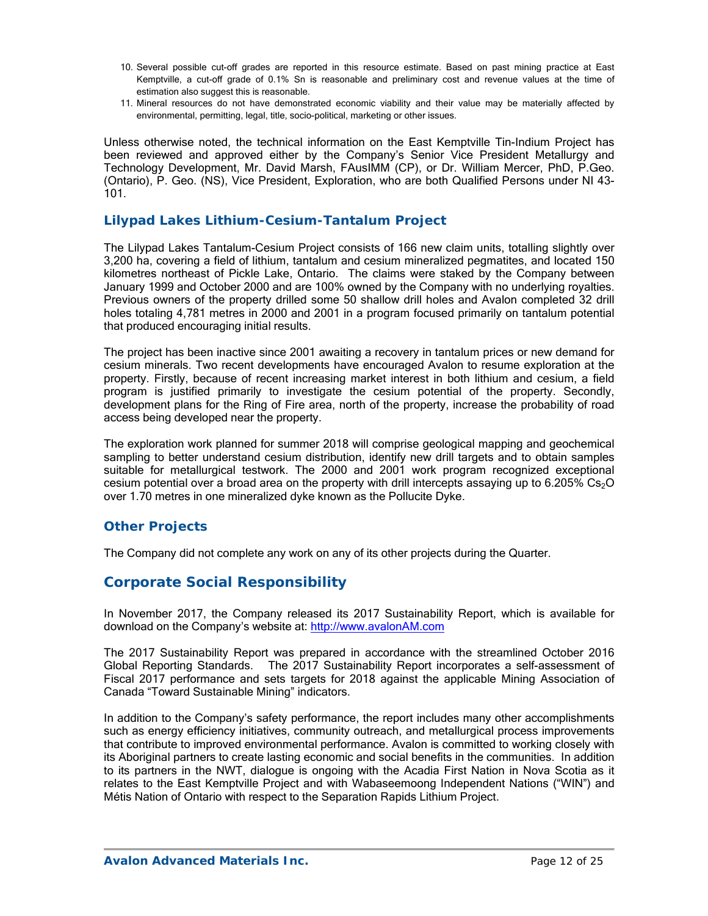10. Several possible cut-off grades are reported in this resource estimate. Based on past mining practice at East Kemptville, a cut-off grade of 0.1% Sn is reasonable and preliminary cost and revenue values at the time of estimation also suggest this is reasonable.
11. Mineral resources do not have demonstrated economic viability and their value may be materially affected by environmental, permitting, legal, title, socio-political, marketing or other issues.

Unless otherwise noted, the technical information on the East Kemptville Tin-Indium Project has been reviewed and approved either by the Company's Senior Vice President Metallurgy and Technology Development, Mr. David Marsh, FAusIMM (CP), or Dr. William Mercer, PhD, P.Geo. (Ontario), P. Geo. (NS), Vice President, Exploration, who are both Qualified Persons under NI 43-101.

### Lilypad Lakes Lithium-Cesium-Tantalum Project

The Lilypad Lakes Tantalum-Cesium Project consists of 166 new claim units, totalling slightly over 3,200 ha, covering a field of lithium, tantalum and cesium mineralized pegmatites, and located 150 kilometres northeast of Pickle Lake, Ontario. The claims were staked by the Company between January 1999 and October 2000 and are 100% owned by the Company with no underlying royalties. Previous owners of the property drilled some 50 shallow drill holes and Avalon completed 32 drill holes totaling 4,781 metres in 2000 and 2001 in a program focused primarily on tantalum potential that produced encouraging initial results.

The project has been inactive since 2001 awaiting a recovery in tantalum prices or new demand for cesium minerals. Two recent developments have encouraged Avalon to resume exploration at the property. Firstly, because of recent increasing market interest in both lithium and cesium, a field program is justified primarily to investigate the cesium potential of the property. Secondly, development plans for the Ring of Fire area, north of the property, increase the probability of road access being developed near the property.

The exploration work planned for summer 2018 will comprise geological mapping and geochemical sampling to better understand cesium distribution, identify new drill targets and to obtain samples suitable for metallurgical testwork. The 2000 and 2001 work program recognized exceptional cesium potential over a broad area on the property with drill intercepts assaying up to 6.205% $Cs_2O$ over 1.70 metres in one mineralized dyke known as the Pollucite Dyke.

### Other Projects

The Company did not complete any work on any of its other projects during the Quarter.

## Corporate Social Responsibility

In November 2017, the Company released its 2017 Sustainability Report, which is available for download on the Company's website at: http://www.avalonAM.com

The 2017 Sustainability Report was prepared in accordance with the streamlined October 2016 Global Reporting Standards. The 2017 Sustainability Report incorporates a self-assessment of Fiscal 2017 performance and sets targets for 2018 against the applicable Mining Association of Canada "Toward Sustainable Mining" indicators.

In addition to the Company's safety performance, the report includes many other accomplishments such as energy efficiency initiatives, community outreach, and metallurgical process improvements that contribute to improved environmental performance. Avalon is committed to working closely with its Aboriginal partners to create lasting economic and social benefits in the communities. In addition to its partners in the NWT, dialogue is ongoing with the Acadia First Nation in Nova Scotia as it relates to the East Kemptville Project and with Wabaseemoong Independent Nations ("WIN") and Métis Nation of Ontario with respect to the Separation Rapids Lithium Project.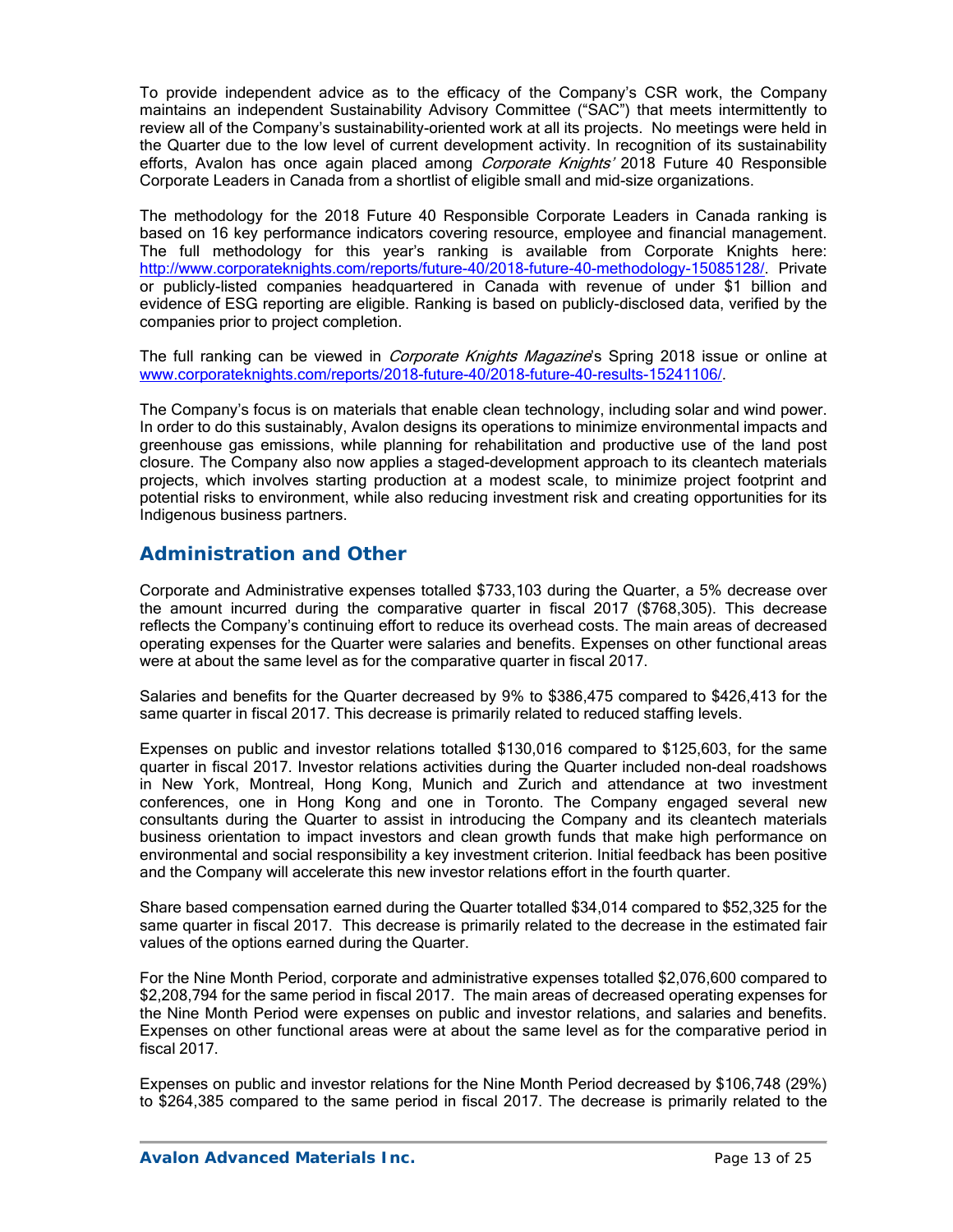To provide independent advice as to the efficacy of the Company's CSR work, the Company maintains an independent Sustainability Advisory Committee ("SAC") that meets intermittently to review all of the Company's sustainability-oriented work at all its projects. No meetings were held in the Quarter due to the low level of current development activity. In recognition of its sustainability efforts, Avalon has once again placed among *Corporate Knights'* 2018 Future 40 Responsible Corporate Leaders in Canada from a shortlist of eligible small and mid-size organizations.

The methodology for the 2018 Future 40 Responsible Corporate Leaders in Canada ranking is based on 16 key performance indicators covering resource, employee and financial management. The full methodology for this year's ranking is available from Corporate Knights here: http://www.corporateknights.com/reports/future-40/2018-future-40-methodology-15085128/. Private or publicly-listed companies headquartered in Canada with revenue of under $1 billion and evidence of ESG reporting are eligible. Ranking is based on publicly-disclosed data, verified by the companies prior to project completion.

The full ranking can be viewed in *Corporate Knights Magazine*'s Spring 2018 issue or online at www.corporateknights.com/reports/2018-future-40/2018-future-40-results-15241106/.

The Company's focus is on materials that enable clean technology, including solar and wind power. In order to do this sustainably, Avalon designs its operations to minimize environmental impacts and greenhouse gas emissions, while planning for rehabilitation and productive use of the land post closure. The Company also now applies a staged-development approach to its cleantech materials projects, which involves starting production at a modest scale, to minimize project footprint and potential risks to environment, while also reducing investment risk and creating opportunities for its Indigenous business partners.

## Administration and Other

Corporate and Administrative expenses totalled $733,103 during the Quarter, a 5% decrease over the amount incurred during the comparative quarter in fiscal 2017 ($768,305). This decrease reflects the Company's continuing effort to reduce its overhead costs. The main areas of decreased operating expenses for the Quarter were salaries and benefits. Expenses on other functional areas were at about the same level as for the comparative quarter in fiscal 2017.

Salaries and benefits for the Quarter decreased by 9% to $386,475 compared to $426,413 for the same quarter in fiscal 2017. This decrease is primarily related to reduced staffing levels.

Expenses on public and investor relations totalled $130,016 compared to $125,603, for the same quarter in fiscal 2017. Investor relations activities during the Quarter included non-deal roadshows in New York, Montreal, Hong Kong, Munich and Zurich and attendance at two investment conferences, one in Hong Kong and one in Toronto. The Company engaged several new consultants during the Quarter to assist in introducing the Company and its cleantech materials business orientation to impact investors and clean growth funds that make high performance on environmental and social responsibility a key investment criterion. Initial feedback has been positive and the Company will accelerate this new investor relations effort in the fourth quarter.

Share based compensation earned during the Quarter totalled $34,014 compared to $52,325 for the same quarter in fiscal 2017. This decrease is primarily related to the decrease in the estimated fair values of the options earned during the Quarter.

For the Nine Month Period, corporate and administrative expenses totalled $2,076,600 compared to $2,208,794 for the same period in fiscal 2017. The main areas of decreased operating expenses for the Nine Month Period were expenses on public and investor relations, and salaries and benefits. Expenses on other functional areas were at about the same level as for the comparative period in fiscal 2017.

Expenses on public and investor relations for the Nine Month Period decreased by $106,748 (29%) to $264,385 compared to the same period in fiscal 2017. The decrease is primarily related to the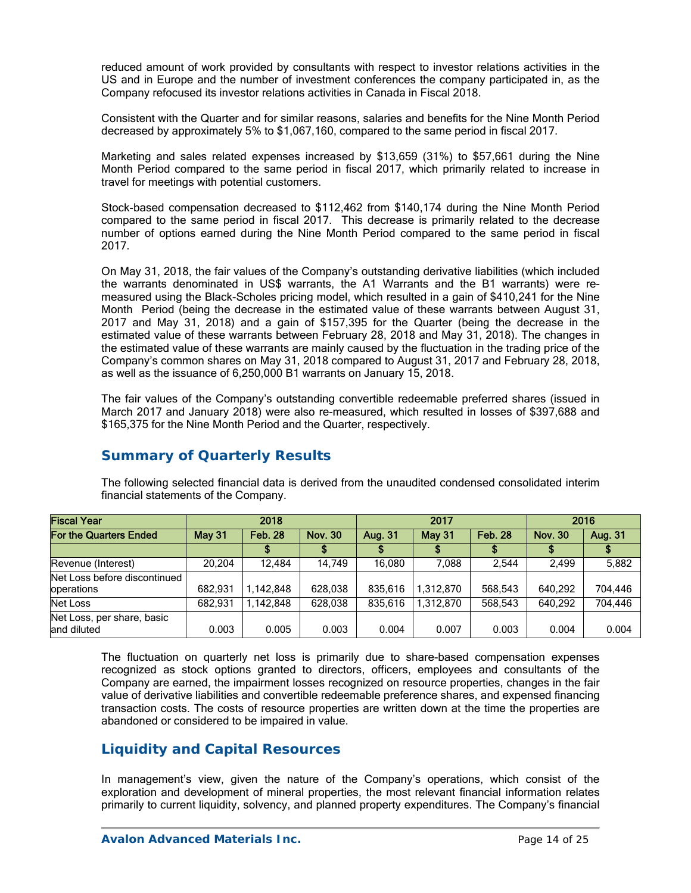reduced amount of work provided by consultants with respect to investor relations activities in the US and in Europe and the number of investment conferences the company participated in, as the Company refocused its investor relations activities in Canada in Fiscal 2018.

Consistent with the Quarter and for similar reasons, salaries and benefits for the Nine Month Period decreased by approximately 5% to $1,067,160, compared to the same period in fiscal 2017.

Marketing and sales related expenses increased by $13,659 (31%) to $57,661 during the Nine Month Period compared to the same period in fiscal 2017, which primarily related to increase in travel for meetings with potential customers.

Stock-based compensation decreased to $112,462 from $140,174 during the Nine Month Period compared to the same period in fiscal 2017. This decrease is primarily related to the decrease number of options earned during the Nine Month Period compared to the same period in fiscal 2017.

On May 31, 2018, the fair values of the Company's outstanding derivative liabilities (which included the warrants denominated in US$ warrants, the A1 Warrants and the B1 warrants) were re-measured using the Black-Scholes pricing model, which resulted in a gain of $410,241 for the Nine Month Period (being the decrease in the estimated value of these warrants between August 31, 2017 and May 31, 2018) and a gain of $157,395 for the Quarter (being the decrease in the estimated value of these warrants between February 28, 2018 and May 31, 2018). The changes in the estimated value of these warrants are mainly caused by the fluctuation in the trading price of the Company's common shares on May 31, 2018 compared to August 31, 2017 and February 28, 2018, as well as the issuance of 6,250,000 B1 warrants on January 15, 2018.

The fair values of the Company's outstanding convertible redeemable preferred shares (issued in March 2017 and January 2018) were also re-measured, which resulted in losses of $397,688 and $165,375 for the Nine Month Period and the Quarter, respectively.

## Summary of Quarterly Results

The following selected financial data is derived from the unaudited condensed consolidated interim financial statements of the Company.

| Fiscal Year | 2018 | | | 2017 | | | 2016 | |
|---|---|---|---|---|---|---|---|---|
| For the Quarters Ended | May 31 | Feb. 28 | Nov. 30 | Aug. 31 | May 31 | Feb. 28 | Nov. 30 | Aug. 31 |
| | $ | $ | $ | $ | $ | $ | $ | $ |
| Revenue (Interest) | 20,204 | 12,484 | 14,749 | 16,080 | 7,088 | 2,544 | 2,499 | 5,882 |
| Net Loss before discontinued operations | 682,931 | 1,142,848 | 628,038 | 835,616 | 1,312,870 | 568,543 | 640,292 | 704,446 |
| Net Loss | 682,931 | 1,142,848 | 628,038 | 835,616 | 1,312,870 | 568,543 | 640,292 | 704,446 |
| Net Loss, per share, basic and diluted | 0.003 | 0.005 | 0.003 | 0.004 | 0.007 | 0.003 | 0.004 | 0.004 |

The fluctuation on quarterly net loss is primarily due to share-based compensation expenses recognized as stock options granted to directors, officers, employees and consultants of the Company are earned, the impairment losses recognized on resource properties, changes in the fair value of derivative liabilities and convertible redeemable preference shares, and expensed financing transaction costs. The costs of resource properties are written down at the time the properties are abandoned or considered to be impaired in value.

## Liquidity and Capital Resources

In management's view, given the nature of the Company's operations, which consist of the exploration and development of mineral properties, the most relevant financial information relates primarily to current liquidity, solvency, and planned property expenditures. The Company's financial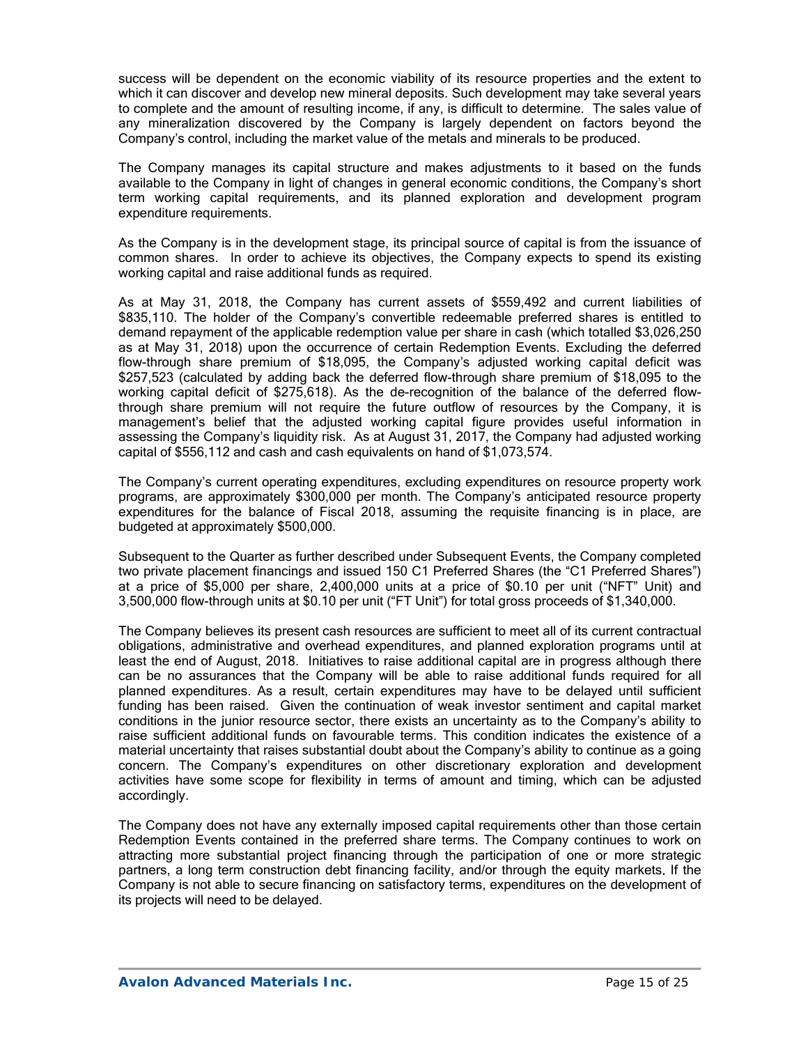success will be dependent on the economic viability of its resource properties and the extent to which it can discover and develop new mineral deposits. Such development may take several years to complete and the amount of resulting income, if any, is difficult to determine. The sales value of any mineralization discovered by the Company is largely dependent on factors beyond the Company's control, including the market value of the metals and minerals to be produced.

The Company manages its capital structure and makes adjustments to it based on the funds available to the Company in light of changes in general economic conditions, the Company's short term working capital requirements, and its planned exploration and development program expenditure requirements.

As the Company is in the development stage, its principal source of capital is from the issuance of common shares. In order to achieve its objectives, the Company expects to spend its existing working capital and raise additional funds as required.

As at May 31, 2018, the Company has current assets of $559,492 and current liabilities of $835,110. The holder of the Company's convertible redeemable preferred shares is entitled to demand repayment of the applicable redemption value per share in cash (which totalled $3,026,250 as at May 31, 2018) upon the occurrence of certain Redemption Events. Excluding the deferred flow-through share premium of $18,095, the Company's adjusted working capital deficit was $257,523 (calculated by adding back the deferred flow-through share premium of $18,095 to the working capital deficit of $275,618). As the de-recognition of the balance of the deferred flow-through share premium will not require the future outflow of resources by the Company, it is management's belief that the adjusted working capital figure provides useful information in assessing the Company's liquidity risk. As at August 31, 2017, the Company had adjusted working capital of $556,112 and cash and cash equivalents on hand of $1,073,574.

The Company's current operating expenditures, excluding expenditures on resource property work programs, are approximately $300,000 per month. The Company's anticipated resource property expenditures for the balance of Fiscal 2018, assuming the requisite financing is in place, are budgeted at approximately $500,000.

Subsequent to the Quarter as further described under Subsequent Events, the Company completed two private placement financings and issued 150 C1 Preferred Shares (the "C1 Preferred Shares") at a price of $5,000 per share, 2,400,000 units at a price of $0.10 per unit ("NFT" Unit) and 3,500,000 flow-through units at $0.10 per unit ("FT Unit") for total gross proceeds of $1,340,000.

The Company believes its present cash resources are sufficient to meet all of its current contractual obligations, administrative and overhead expenditures, and planned exploration programs until at least the end of August, 2018. Initiatives to raise additional capital are in progress although there can be no assurances that the Company will be able to raise additional funds required for all planned expenditures. As a result, certain expenditures may have to be delayed until sufficient funding has been raised. Given the continuation of weak investor sentiment and capital market conditions in the junior resource sector, there exists an uncertainty as to the Company's ability to raise sufficient additional funds on favourable terms. This condition indicates the existence of a material uncertainty that raises substantial doubt about the Company's ability to continue as a going concern. The Company's expenditures on other discretionary exploration and development activities have some scope for flexibility in terms of amount and timing, which can be adjusted accordingly.

The Company does not have any externally imposed capital requirements other than those certain Redemption Events contained in the preferred share terms. The Company continues to work on attracting more substantial project financing through the participation of one or more strategic partners, a long term construction debt financing facility, and/or through the equity markets. If the Company is not able to secure financing on satisfactory terms, expenditures on the development of its projects will need to be delayed.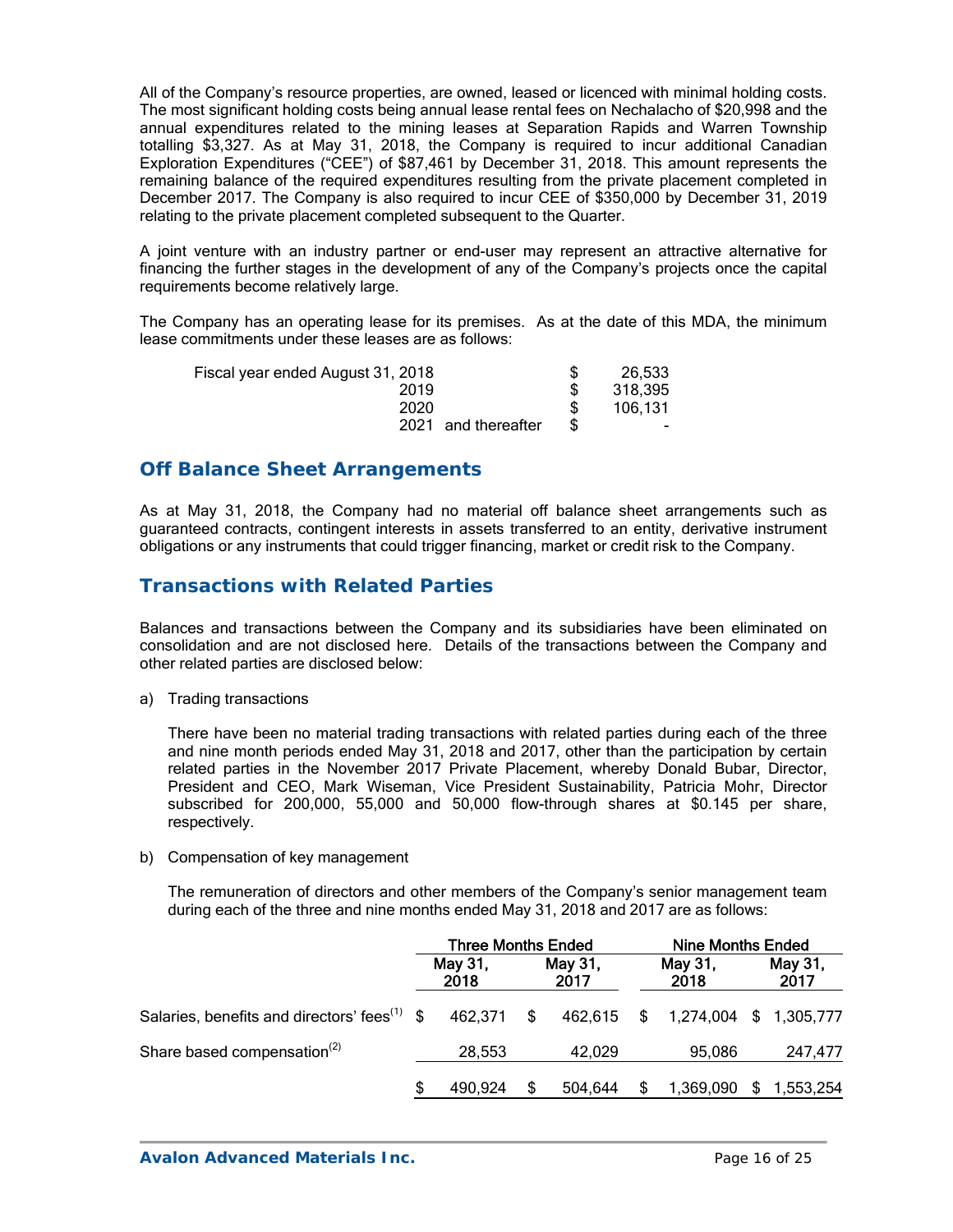All of the Company's resource properties, are owned, leased or licenced with minimal holding costs. The most significant holding costs being annual lease rental fees on Nechalacho of $20,998 and the annual expenditures related to the mining leases at Separation Rapids and Warren Township totalling $3,327. As at May 31, 2018, the Company is required to incur additional Canadian Exploration Expenditures ("CEE") of $87,461 by December 31, 2018. This amount represents the remaining balance of the required expenditures resulting from the private placement completed in December 2017. The Company is also required to incur CEE of $350,000 by December 31, 2019 relating to the private placement completed subsequent to the Quarter.

A joint venture with an industry partner or end-user may represent an attractive alternative for financing the further stages in the development of any of the Company's projects once the capital requirements become relatively large.

The Company has an operating lease for its premises. As at the date of this MDA, the minimum lease commitments under these leases are as follows:

| | | |
|---|---|---|
| Fiscal year ended August 31, 2018 | $ | 26,533 |
| 2019 | $ | 318,395 |
| 2020 | $ | 106,131 |
| 2021 and thereafter | $ | - |

## Off Balance Sheet Arrangements

As at May 31, 2018, the Company had no material off balance sheet arrangements such as guaranteed contracts, contingent interests in assets transferred to an entity, derivative instrument obligations or any instruments that could trigger financing, market or credit risk to the Company.

## Transactions with Related Parties

Balances and transactions between the Company and its subsidiaries have been eliminated on consolidation and are not disclosed here. Details of the transactions between the Company and other related parties are disclosed below:

a) Trading transactions

There have been no material trading transactions with related parties during each of the three and nine month periods ended May 31, 2018 and 2017, other than the participation by certain related parties in the November 2017 Private Placement, whereby Donald Bubar, Director, President and CEO, Mark Wiseman, Vice President Sustainability, Patricia Mohr, Director subscribed for 200,000, 55,000 and 50,000 flow-through shares at $0.145 per share, respectively.

b) Compensation of key management

The remuneration of directors and other members of the Company's senior management team during each of the three and nine months ended May 31, 2018 and 2017 are as follows:

| | Three Months Ended | | Nine Months Ended | |
|---|---|---|---|---|
| | May 31, 2018 | May 31, 2017 | May 31, 2018 | May 31, 2017 |
| Salaries, benefits and directors' fees[(1)] | $ 462,371 | $ 462,615 | $ 1,274,004 | $ 1,305,777 |
| Share based compensation[(2)] | 28,553 | 42,029 | 95,086 | 247,477 |
| | $ 490,924 | $ 504,644 | $ 1,369,090 | $ 1,553,254 |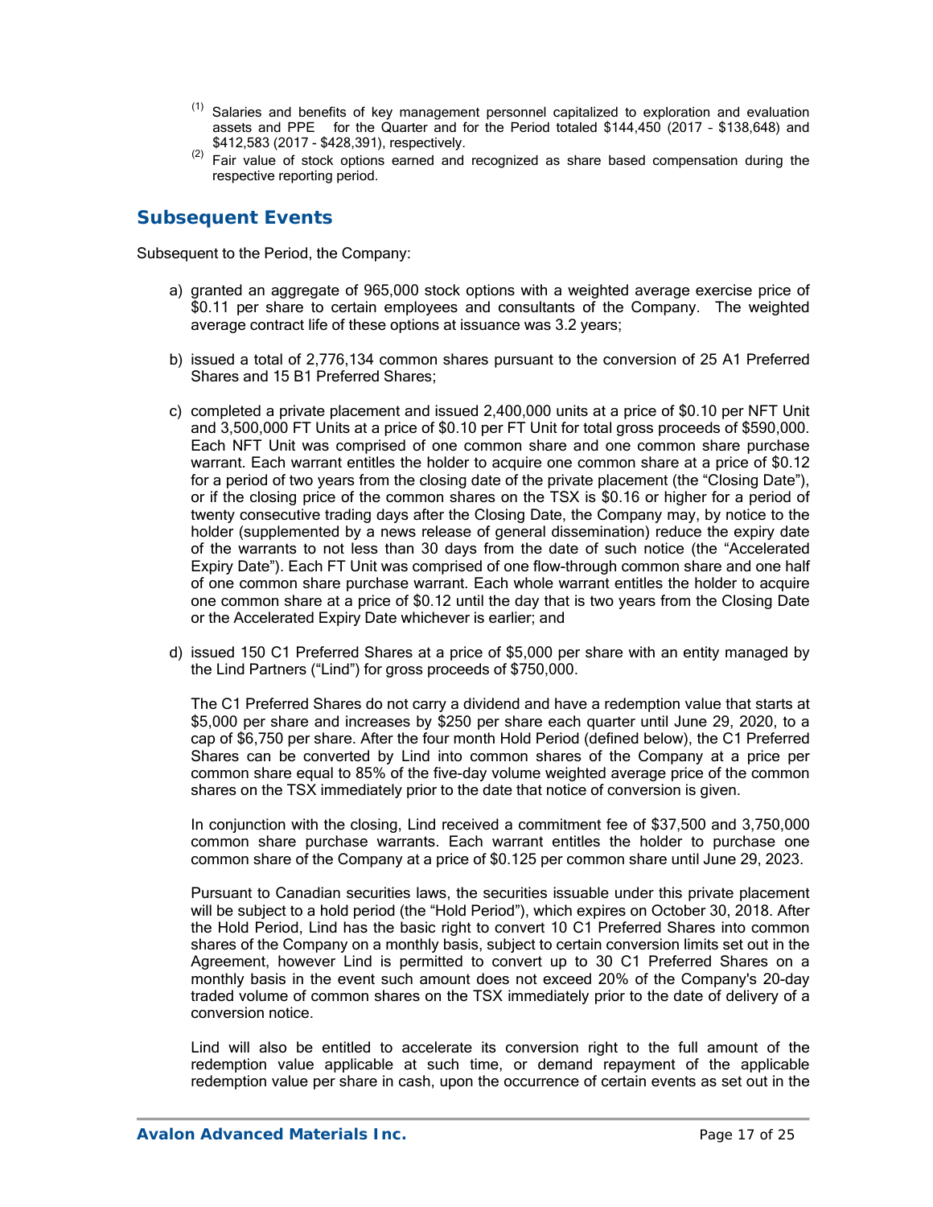(1) Salaries and benefits of key management personnel capitalized to exploration and evaluation assets and PPE for the Quarter and for the Period totaled $144,450 (2017 – $138,648) and $412,583 (2017 - $428,391), respectively.

(2) Fair value of stock options earned and recognized as share based compensation during the respective reporting period.

## Subsequent Events

Subsequent to the Period, the Company:

a) granted an aggregate of 965,000 stock options with a weighted average exercise price of $0.11 per share to certain employees and consultants of the Company. The weighted average contract life of these options at issuance was 3.2 years;

b) issued a total of 2,776,134 common shares pursuant to the conversion of 25 A1 Preferred Shares and 15 B1 Preferred Shares;

c) completed a private placement and issued 2,400,000 units at a price of $0.10 per NFT Unit and 3,500,000 FT Units at a price of $0.10 per FT Unit for total gross proceeds of $590,000. Each NFT Unit was comprised of one common share and one common share purchase warrant. Each warrant entitles the holder to acquire one common share at a price of $0.12 for a period of two years from the closing date of the private placement (the "Closing Date"), or if the closing price of the common shares on the TSX is $0.16 or higher for a period of twenty consecutive trading days after the Closing Date, the Company may, by notice to the holder (supplemented by a news release of general dissemination) reduce the expiry date of the warrants to not less than 30 days from the date of such notice (the "Accelerated Expiry Date"). Each FT Unit was comprised of one flow-through common share and one half of one common share purchase warrant. Each whole warrant entitles the holder to acquire one common share at a price of $0.12 until the day that is two years from the Closing Date or the Accelerated Expiry Date whichever is earlier; and

d) issued 150 C1 Preferred Shares at a price of $5,000 per share with an entity managed by the Lind Partners ("Lind") for gross proceeds of $750,000.

   The C1 Preferred Shares do not carry a dividend and have a redemption value that starts at $5,000 per share and increases by $250 per share each quarter until June 29, 2020, to a cap of $6,750 per share. After the four month Hold Period (defined below), the C1 Preferred Shares can be converted by Lind into common shares of the Company at a price per common share equal to 85% of the five-day volume weighted average price of the common shares on the TSX immediately prior to the date that notice of conversion is given.

   In conjunction with the closing, Lind received a commitment fee of $37,500 and 3,750,000 common share purchase warrants. Each warrant entitles the holder to purchase one common share of the Company at a price of $0.125 per common share until June 29, 2023.

   Pursuant to Canadian securities laws, the securities issuable under this private placement will be subject to a hold period (the "Hold Period"), which expires on October 30, 2018. After the Hold Period, Lind has the basic right to convert 10 C1 Preferred Shares into common shares of the Company on a monthly basis, subject to certain conversion limits set out in the Agreement, however Lind is permitted to convert up to 30 C1 Preferred Shares on a monthly basis in the event such amount does not exceed 20% of the Company's 20-day traded volume of common shares on the TSX immediately prior to the date of delivery of a conversion notice.

   Lind will also be entitled to accelerate its conversion right to the full amount of the redemption value applicable at such time, or demand repayment of the applicable redemption value per share in cash, upon the occurrence of certain events as set out in the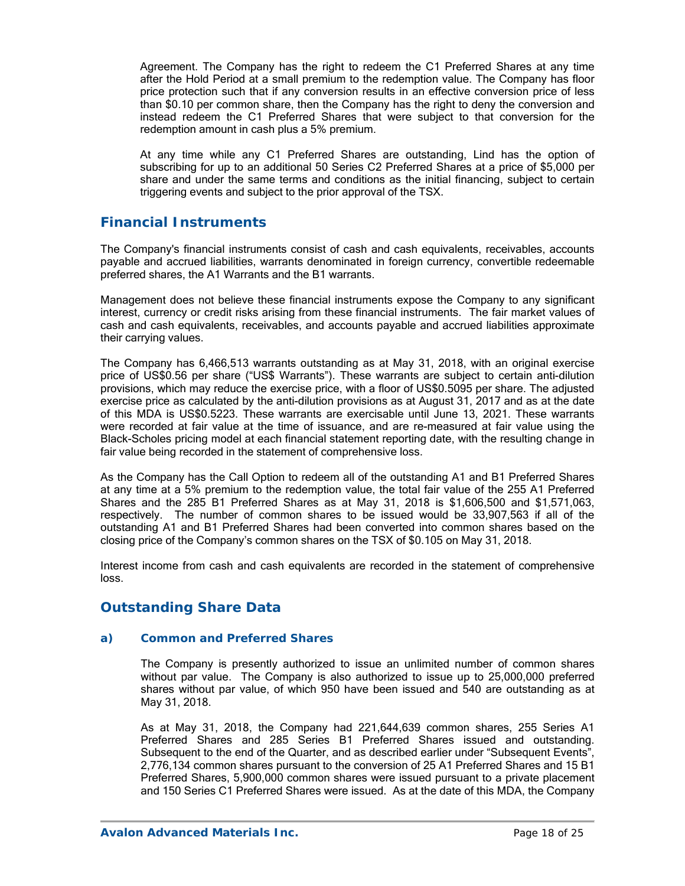Agreement. The Company has the right to redeem the C1 Preferred Shares at any time after the Hold Period at a small premium to the redemption value. The Company has floor price protection such that if any conversion results in an effective conversion price of less than $0.10 per common share, then the Company has the right to deny the conversion and instead redeem the C1 Preferred Shares that were subject to that conversion for the redemption amount in cash plus a 5% premium.

At any time while any C1 Preferred Shares are outstanding, Lind has the option of subscribing for up to an additional 50 Series C2 Preferred Shares at a price of $5,000 per share and under the same terms and conditions as the initial financing, subject to certain triggering events and subject to the prior approval of the TSX.

## Financial Instruments

The Company's financial instruments consist of cash and cash equivalents, receivables, accounts payable and accrued liabilities, warrants denominated in foreign currency, convertible redeemable preferred shares, the A1 Warrants and the B1 warrants.

Management does not believe these financial instruments expose the Company to any significant interest, currency or credit risks arising from these financial instruments. The fair market values of cash and cash equivalents, receivables, and accounts payable and accrued liabilities approximate their carrying values.

The Company has 6,466,513 warrants outstanding as at May 31, 2018, with an original exercise price of US$0.56 per share ("US$ Warrants"). These warrants are subject to certain anti-dilution provisions, which may reduce the exercise price, with a floor of US$0.5095 per share. The adjusted exercise price as calculated by the anti-dilution provisions as at August 31, 2017 and as at the date of this MDA is US$0.5223. These warrants are exercisable until June 13, 2021. These warrants were recorded at fair value at the time of issuance, and are re-measured at fair value using the Black-Scholes pricing model at each financial statement reporting date, with the resulting change in fair value being recorded in the statement of comprehensive loss.

As the Company has the Call Option to redeem all of the outstanding A1 and B1 Preferred Shares at any time at a 5% premium to the redemption value, the total fair value of the 255 A1 Preferred Shares and the 285 B1 Preferred Shares as at May 31, 2018 is $1,606,500 and $1,571,063, respectively. The number of common shares to be issued would be 33,907,563 if all of the outstanding A1 and B1 Preferred Shares had been converted into common shares based on the closing price of the Company's common shares on the TSX of $0.105 on May 31, 2018.

Interest income from cash and cash equivalents are recorded in the statement of comprehensive loss.

## Outstanding Share Data

### a) Common and Preferred Shares

The Company is presently authorized to issue an unlimited number of common shares without par value. The Company is also authorized to issue up to 25,000,000 preferred shares without par value, of which 950 have been issued and 540 are outstanding as at May 31, 2018.

As at May 31, 2018, the Company had 221,644,639 common shares, 255 Series A1 Preferred Shares and 285 Series B1 Preferred Shares issued and outstanding. Subsequent to the end of the Quarter, and as described earlier under "Subsequent Events", 2,776,134 common shares pursuant to the conversion of 25 A1 Preferred Shares and 15 B1 Preferred Shares, 5,900,000 common shares were issued pursuant to a private placement and 150 Series C1 Preferred Shares were issued. As at the date of this MDA, the Company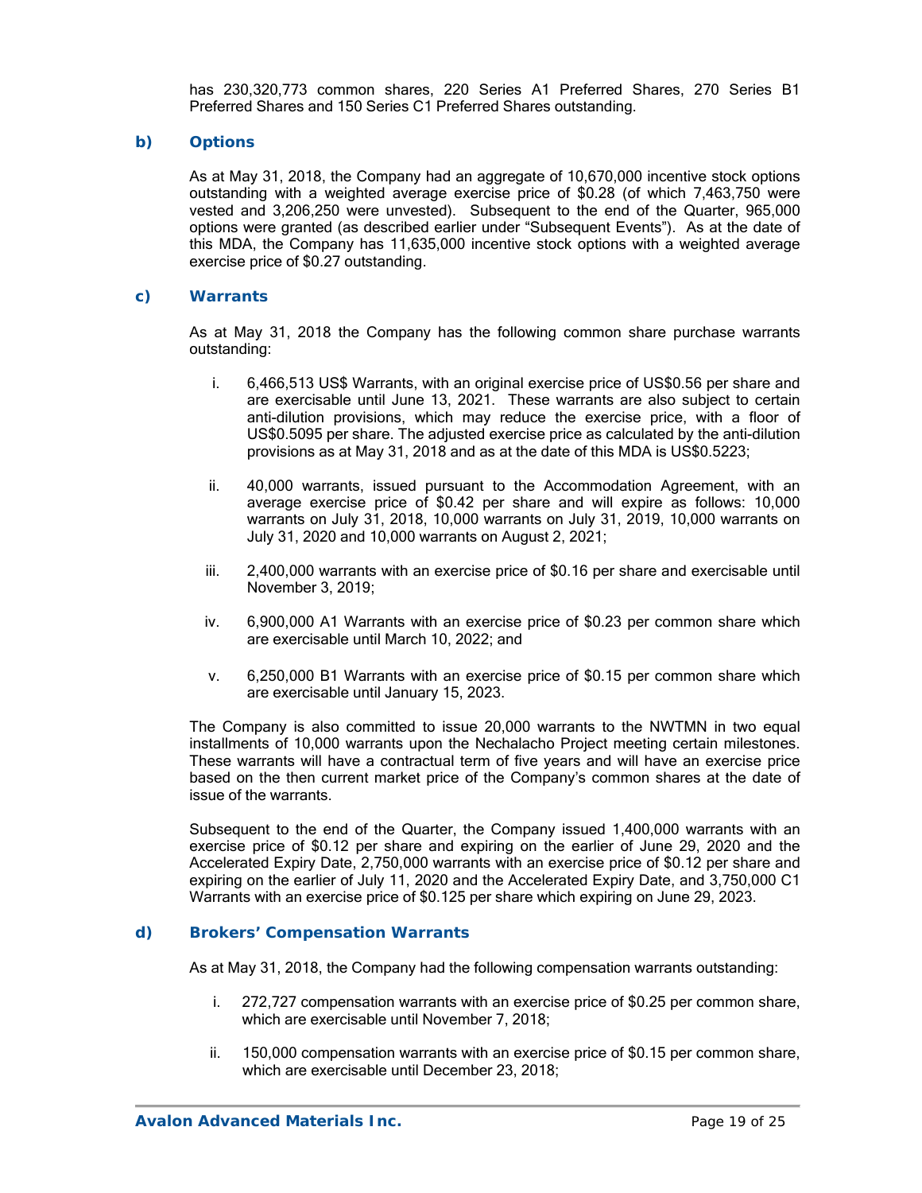has 230,320,773 common shares, 220 Series A1 Preferred Shares, 270 Series B1 Preferred Shares and 150 Series C1 Preferred Shares outstanding.

### b) Options

As at May 31, 2018, the Company had an aggregate of 10,670,000 incentive stock options outstanding with a weighted average exercise price of $0.28 (of which 7,463,750 were vested and 3,206,250 were unvested). Subsequent to the end of the Quarter, 965,000 options were granted (as described earlier under "Subsequent Events"). As at the date of this MDA, the Company has 11,635,000 incentive stock options with a weighted average exercise price of $0.27 outstanding.

### c) Warrants

As at May 31, 2018 the Company has the following common share purchase warrants outstanding:

i. 6,466,513 US$ Warrants, with an original exercise price of US$0.56 per share and are exercisable until June 13, 2021. These warrants are also subject to certain anti-dilution provisions, which may reduce the exercise price, with a floor of US$0.5095 per share. The adjusted exercise price as calculated by the anti-dilution provisions as at May 31, 2018 and as at the date of this MDA is US$0.5223;

ii. 40,000 warrants, issued pursuant to the Accommodation Agreement, with an average exercise price of $0.42 per share and will expire as follows: 10,000 warrants on July 31, 2018, 10,000 warrants on July 31, 2019, 10,000 warrants on July 31, 2020 and 10,000 warrants on August 2, 2021;

iii. 2,400,000 warrants with an exercise price of $0.16 per share and exercisable until November 3, 2019;

iv. 6,900,000 A1 Warrants with an exercise price of $0.23 per common share which are exercisable until March 10, 2022; and

v. 6,250,000 B1 Warrants with an exercise price of $0.15 per common share which are exercisable until January 15, 2023.

The Company is also committed to issue 20,000 warrants to the NWTMN in two equal installments of 10,000 warrants upon the Nechalacho Project meeting certain milestones. These warrants will have a contractual term of five years and will have an exercise price based on the then current market price of the Company's common shares at the date of issue of the warrants.

Subsequent to the end of the Quarter, the Company issued 1,400,000 warrants with an exercise price of $0.12 per share and expiring on the earlier of June 29, 2020 and the Accelerated Expiry Date, 2,750,000 warrants with an exercise price of $0.12 per share and expiring on the earlier of July 11, 2020 and the Accelerated Expiry Date, and 3,750,000 C1 Warrants with an exercise price of $0.125 per share which expiring on June 29, 2023.

### d) Brokers' Compensation Warrants

As at May 31, 2018, the Company had the following compensation warrants outstanding:

i. 272,727 compensation warrants with an exercise price of $0.25 per common share, which are exercisable until November 7, 2018;

ii. 150,000 compensation warrants with an exercise price of $0.15 per common share, which are exercisable until December 23, 2018;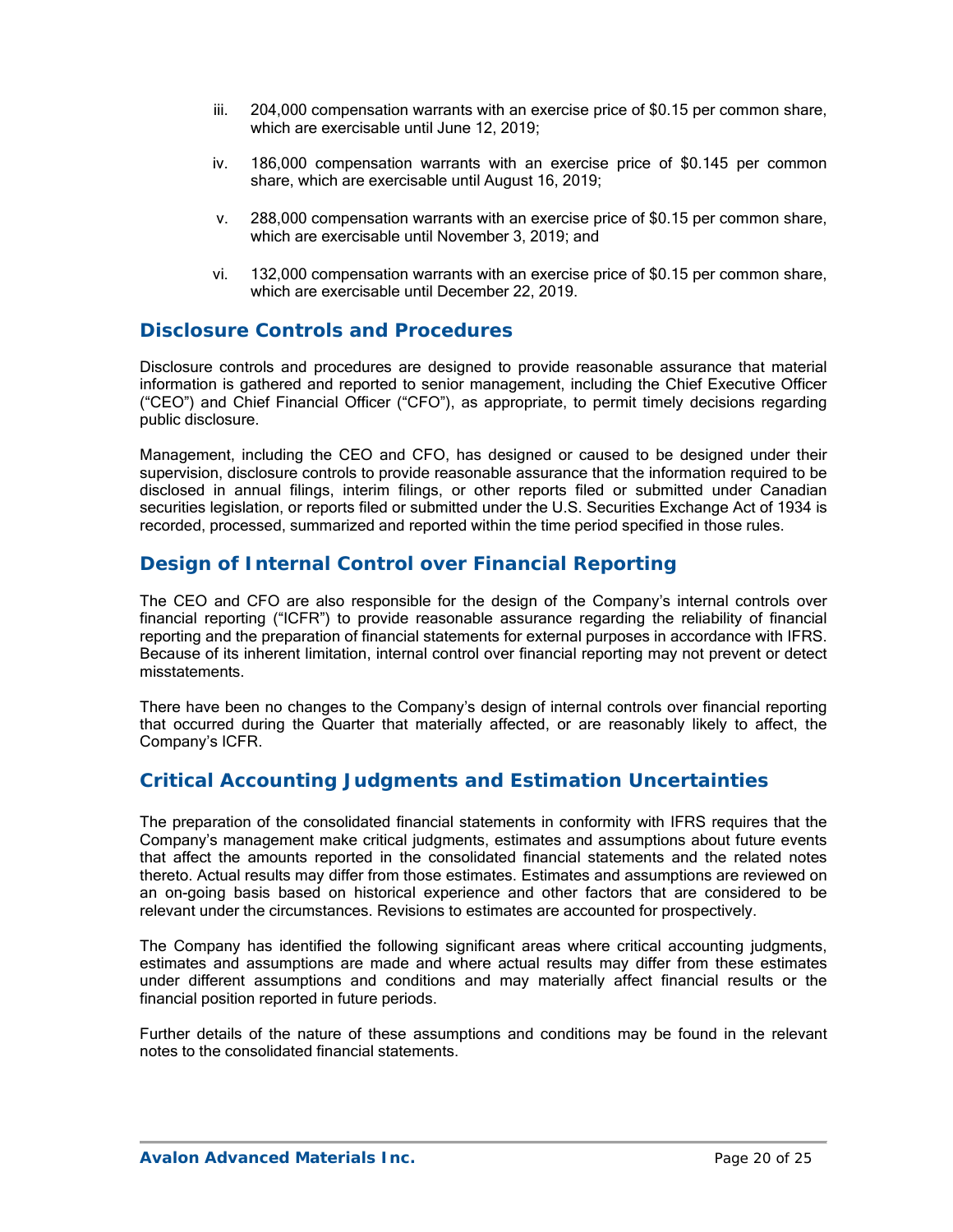iii. 204,000 compensation warrants with an exercise price of $0.15 per common share, which are exercisable until June 12, 2019;

iv. 186,000 compensation warrants with an exercise price of $0.145 per common share, which are exercisable until August 16, 2019;

v. 288,000 compensation warrants with an exercise price of $0.15 per common share, which are exercisable until November 3, 2019; and

vi. 132,000 compensation warrants with an exercise price of $0.15 per common share, which are exercisable until December 22, 2019.

## Disclosure Controls and Procedures

Disclosure controls and procedures are designed to provide reasonable assurance that material information is gathered and reported to senior management, including the Chief Executive Officer ("CEO") and Chief Financial Officer ("CFO"), as appropriate, to permit timely decisions regarding public disclosure.

Management, including the CEO and CFO, has designed or caused to be designed under their supervision, disclosure controls to provide reasonable assurance that the information required to be disclosed in annual filings, interim filings, or other reports filed or submitted under Canadian securities legislation, or reports filed or submitted under the U.S. Securities Exchange Act of 1934 is recorded, processed, summarized and reported within the time period specified in those rules.

## Design of Internal Control over Financial Reporting

The CEO and CFO are also responsible for the design of the Company's internal controls over financial reporting ("ICFR") to provide reasonable assurance regarding the reliability of financial reporting and the preparation of financial statements for external purposes in accordance with IFRS. Because of its inherent limitation, internal control over financial reporting may not prevent or detect misstatements.

There have been no changes to the Company's design of internal controls over financial reporting that occurred during the Quarter that materially affected, or are reasonably likely to affect, the Company's ICFR.

## Critical Accounting Judgments and Estimation Uncertainties

The preparation of the consolidated financial statements in conformity with IFRS requires that the Company's management make critical judgments, estimates and assumptions about future events that affect the amounts reported in the consolidated financial statements and the related notes thereto. Actual results may differ from those estimates. Estimates and assumptions are reviewed on an on-going basis based on historical experience and other factors that are considered to be relevant under the circumstances. Revisions to estimates are accounted for prospectively.

The Company has identified the following significant areas where critical accounting judgments, estimates and assumptions are made and where actual results may differ from these estimates under different assumptions and conditions and may materially affect financial results or the financial position reported in future periods.

Further details of the nature of these assumptions and conditions may be found in the relevant notes to the consolidated financial statements.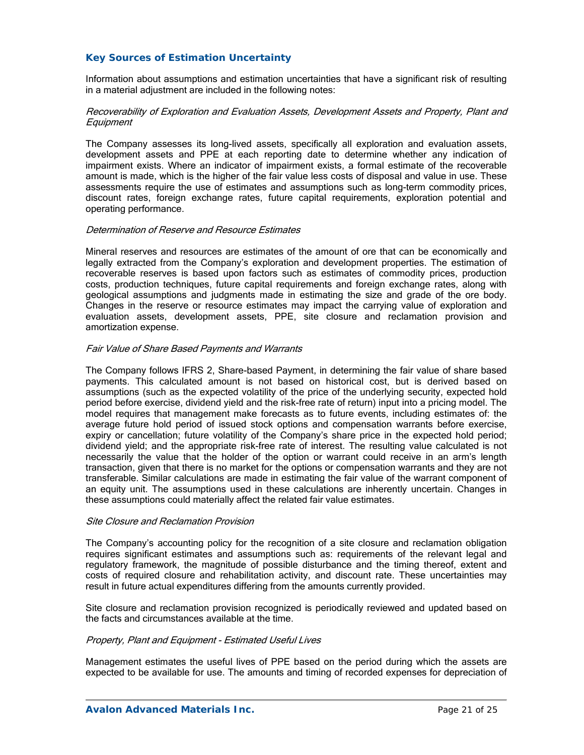## Key Sources of Estimation Uncertainty

Information about assumptions and estimation uncertainties that have a significant risk of resulting in a material adjustment are included in the following notes:

*Recoverability of Exploration and Evaluation Assets, Development Assets and Property, Plant and Equipment*

The Company assesses its long-lived assets, specifically all exploration and evaluation assets, development assets and PPE at each reporting date to determine whether any indication of impairment exists. Where an indicator of impairment exists, a formal estimate of the recoverable amount is made, which is the higher of the fair value less costs of disposal and value in use. These assessments require the use of estimates and assumptions such as long-term commodity prices, discount rates, foreign exchange rates, future capital requirements, exploration potential and operating performance.

*Determination of Reserve and Resource Estimates*

Mineral reserves and resources are estimates of the amount of ore that can be economically and legally extracted from the Company's exploration and development properties. The estimation of recoverable reserves is based upon factors such as estimates of commodity prices, production costs, production techniques, future capital requirements and foreign exchange rates, along with geological assumptions and judgments made in estimating the size and grade of the ore body. Changes in the reserve or resource estimates may impact the carrying value of exploration and evaluation assets, development assets, PPE, site closure and reclamation provision and amortization expense.

*Fair Value of Share Based Payments and Warrants*

The Company follows IFRS 2, Share-based Payment, in determining the fair value of share based payments. This calculated amount is not based on historical cost, but is derived based on assumptions (such as the expected volatility of the price of the underlying security, expected hold period before exercise, dividend yield and the risk-free rate of return) input into a pricing model. The model requires that management make forecasts as to future events, including estimates of: the average future hold period of issued stock options and compensation warrants before exercise, expiry or cancellation; future volatility of the Company's share price in the expected hold period; dividend yield; and the appropriate risk-free rate of interest. The resulting value calculated is not necessarily the value that the holder of the option or warrant could receive in an arm's length transaction, given that there is no market for the options or compensation warrants and they are not transferable. Similar calculations are made in estimating the fair value of the warrant component of an equity unit. The assumptions used in these calculations are inherently uncertain. Changes in these assumptions could materially affect the related fair value estimates.

*Site Closure and Reclamation Provision*

The Company's accounting policy for the recognition of a site closure and reclamation obligation requires significant estimates and assumptions such as: requirements of the relevant legal and regulatory framework, the magnitude of possible disturbance and the timing thereof, extent and costs of required closure and rehabilitation activity, and discount rate. These uncertainties may result in future actual expenditures differing from the amounts currently provided.

Site closure and reclamation provision recognized is periodically reviewed and updated based on the facts and circumstances available at the time.

*Property, Plant and Equipment - Estimated Useful Lives*

Management estimates the useful lives of PPE based on the period during which the assets are expected to be available for use. The amounts and timing of recorded expenses for depreciation of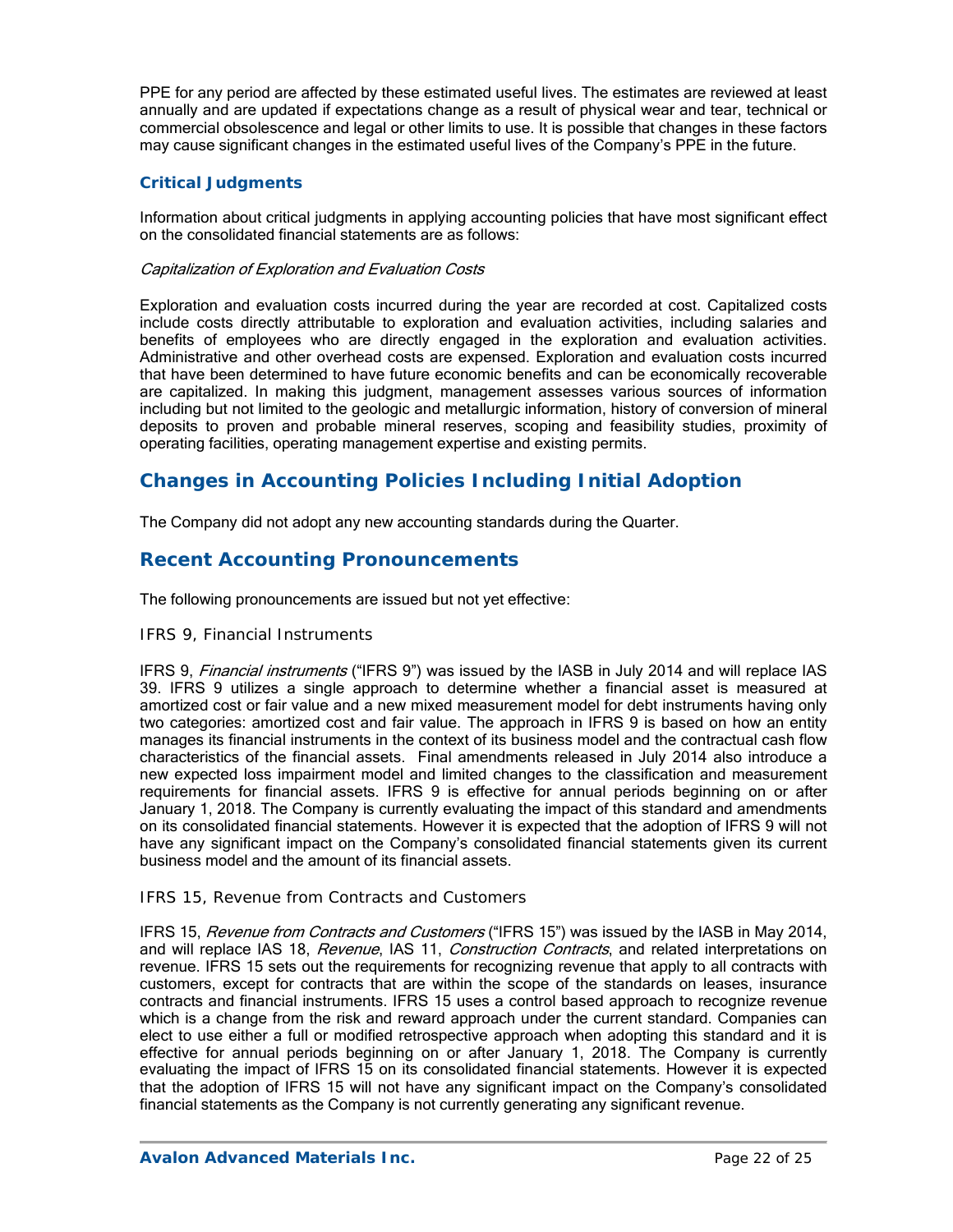PPE for any period are affected by these estimated useful lives. The estimates are reviewed at least annually and are updated if expectations change as a result of physical wear and tear, technical or commercial obsolescence and legal or other limits to use. It is possible that changes in these factors may cause significant changes in the estimated useful lives of the Company's PPE in the future.

### Critical Judgments

Information about critical judgments in applying accounting policies that have most significant effect on the consolidated financial statements are as follows:

*Capitalization of Exploration and Evaluation Costs*

Exploration and evaluation costs incurred during the year are recorded at cost. Capitalized costs include costs directly attributable to exploration and evaluation activities, including salaries and benefits of employees who are directly engaged in the exploration and evaluation activities. Administrative and other overhead costs are expensed. Exploration and evaluation costs incurred that have been determined to have future economic benefits and can be economically recoverable are capitalized. In making this judgment, management assesses various sources of information including but not limited to the geologic and metallurgic information, history of conversion of mineral deposits to proven and probable mineral reserves, scoping and feasibility studies, proximity of operating facilities, operating management expertise and existing permits.

## Changes in Accounting Policies Including Initial Adoption

The Company did not adopt any new accounting standards during the Quarter.

## Recent Accounting Pronouncements

The following pronouncements are issued but not yet effective:

#### IFRS 9, Financial Instruments

IFRS 9, *Financial instruments* ("IFRS 9") was issued by the IASB in July 2014 and will replace IAS 39. IFRS 9 utilizes a single approach to determine whether a financial asset is measured at amortized cost or fair value and a new mixed measurement model for debt instruments having only two categories: amortized cost and fair value. The approach in IFRS 9 is based on how an entity manages its financial instruments in the context of its business model and the contractual cash flow characteristics of the financial assets. Final amendments released in July 2014 also introduce a new expected loss impairment model and limited changes to the classification and measurement requirements for financial assets. IFRS 9 is effective for annual periods beginning on or after January 1, 2018. The Company is currently evaluating the impact of this standard and amendments on its consolidated financial statements. However it is expected that the adoption of IFRS 9 will not have any significant impact on the Company's consolidated financial statements given its current business model and the amount of its financial assets.

#### IFRS 15, Revenue from Contracts and Customers

IFRS 15, *Revenue from Contracts and Customers* ("IFRS 15") was issued by the IASB in May 2014, and will replace IAS 18, *Revenue*, IAS 11, *Construction Contracts*, and related interpretations on revenue. IFRS 15 sets out the requirements for recognizing revenue that apply to all contracts with customers, except for contracts that are within the scope of the standards on leases, insurance contracts and financial instruments. IFRS 15 uses a control based approach to recognize revenue which is a change from the risk and reward approach under the current standard. Companies can elect to use either a full or modified retrospective approach when adopting this standard and it is effective for annual periods beginning on or after January 1, 2018. The Company is currently evaluating the impact of IFRS 15 on its consolidated financial statements. However it is expected that the adoption of IFRS 15 will not have any significant impact on the Company's consolidated financial statements as the Company is not currently generating any significant revenue.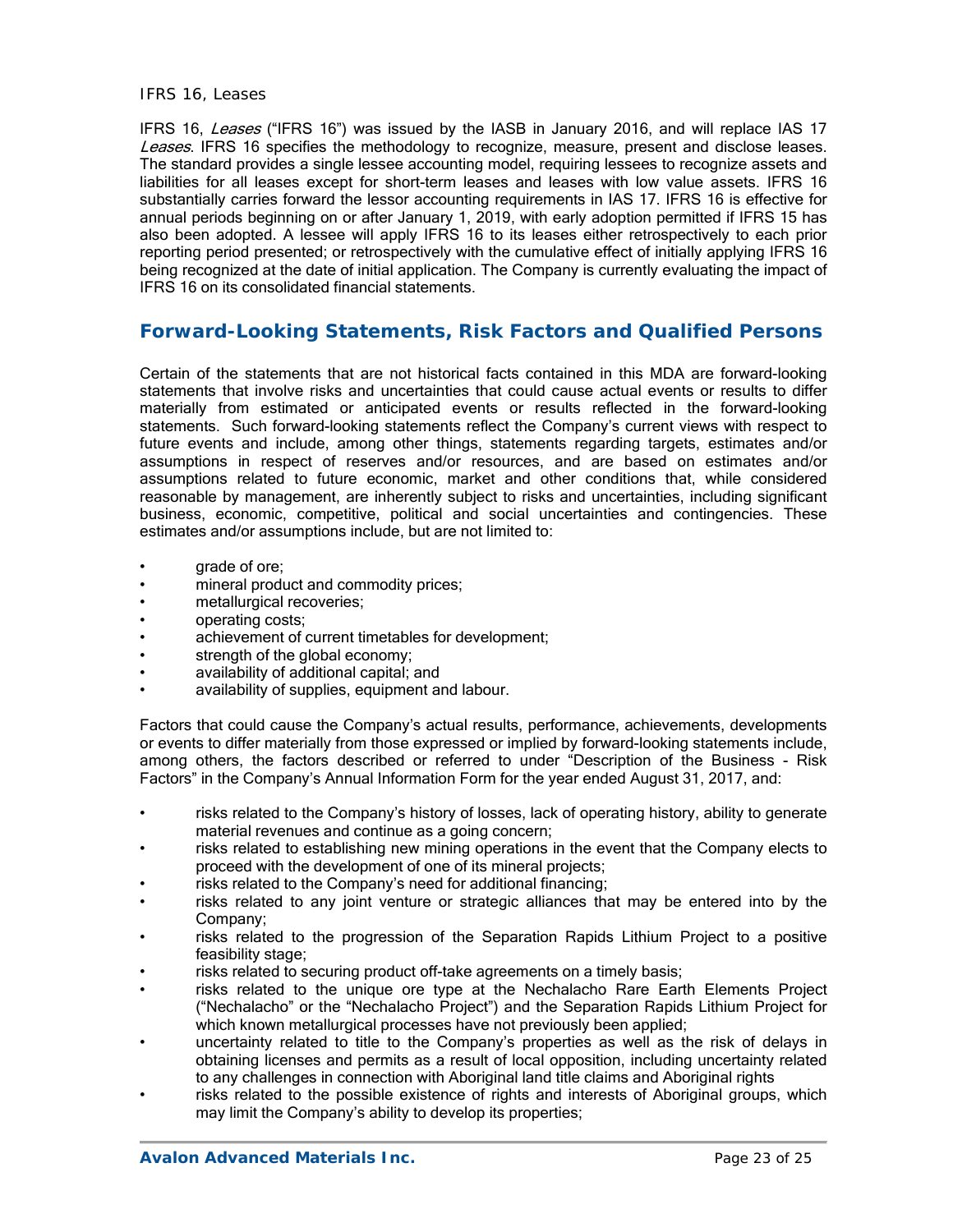### IFRS 16, Leases

IFRS 16, *Leases* ("IFRS 16") was issued by the IASB in January 2016, and will replace IAS 17 *Leases*. IFRS 16 specifies the methodology to recognize, measure, present and disclose leases. The standard provides a single lessee accounting model, requiring lessees to recognize assets and liabilities for all leases except for short-term leases and leases with low value assets. IFRS 16 substantially carries forward the lessor accounting requirements in IAS 17. IFRS 16 is effective for annual periods beginning on or after January 1, 2019, with early adoption permitted if IFRS 15 has also been adopted. A lessee will apply IFRS 16 to its leases either retrospectively to each prior reporting period presented; or retrospectively with the cumulative effect of initially applying IFRS 16 being recognized at the date of initial application. The Company is currently evaluating the impact of IFRS 16 on its consolidated financial statements.

## Forward-Looking Statements, Risk Factors and Qualified Persons

Certain of the statements that are not historical facts contained in this MDA are forward-looking statements that involve risks and uncertainties that could cause actual events or results to differ materially from estimated or anticipated events or results reflected in the forward-looking statements. Such forward-looking statements reflect the Company's current views with respect to future events and include, among other things, statements regarding targets, estimates and/or assumptions in respect of reserves and/or resources, and are based on estimates and/or assumptions related to future economic, market and other conditions that, while considered reasonable by management, are inherently subject to risks and uncertainties, including significant business, economic, competitive, political and social uncertainties and contingencies. These estimates and/or assumptions include, but are not limited to:

- grade of ore;
- mineral product and commodity prices;
- metallurgical recoveries;
- operating costs;
- achievement of current timetables for development;
- strength of the global economy;
- availability of additional capital; and
- availability of supplies, equipment and labour.

Factors that could cause the Company's actual results, performance, achievements, developments or events to differ materially from those expressed or implied by forward-looking statements include, among others, the factors described or referred to under "Description of the Business - Risk Factors" in the Company's Annual Information Form for the year ended August 31, 2017, and:

- risks related to the Company's history of losses, lack of operating history, ability to generate material revenues and continue as a going concern;
- risks related to establishing new mining operations in the event that the Company elects to proceed with the development of one of its mineral projects;
- risks related to the Company's need for additional financing;
- risks related to any joint venture or strategic alliances that may be entered into by the Company;
- risks related to the progression of the Separation Rapids Lithium Project to a positive feasibility stage;
- risks related to securing product off-take agreements on a timely basis;
- risks related to the unique ore type at the Nechalacho Rare Earth Elements Project ("Nechalacho" or the "Nechalacho Project") and the Separation Rapids Lithium Project for which known metallurgical processes have not previously been applied;
- uncertainty related to title to the Company's properties as well as the risk of delays in obtaining licenses and permits as a result of local opposition, including uncertainty related to any challenges in connection with Aboriginal land title claims and Aboriginal rights
- risks related to the possible existence of rights and interests of Aboriginal groups, which may limit the Company's ability to develop its properties;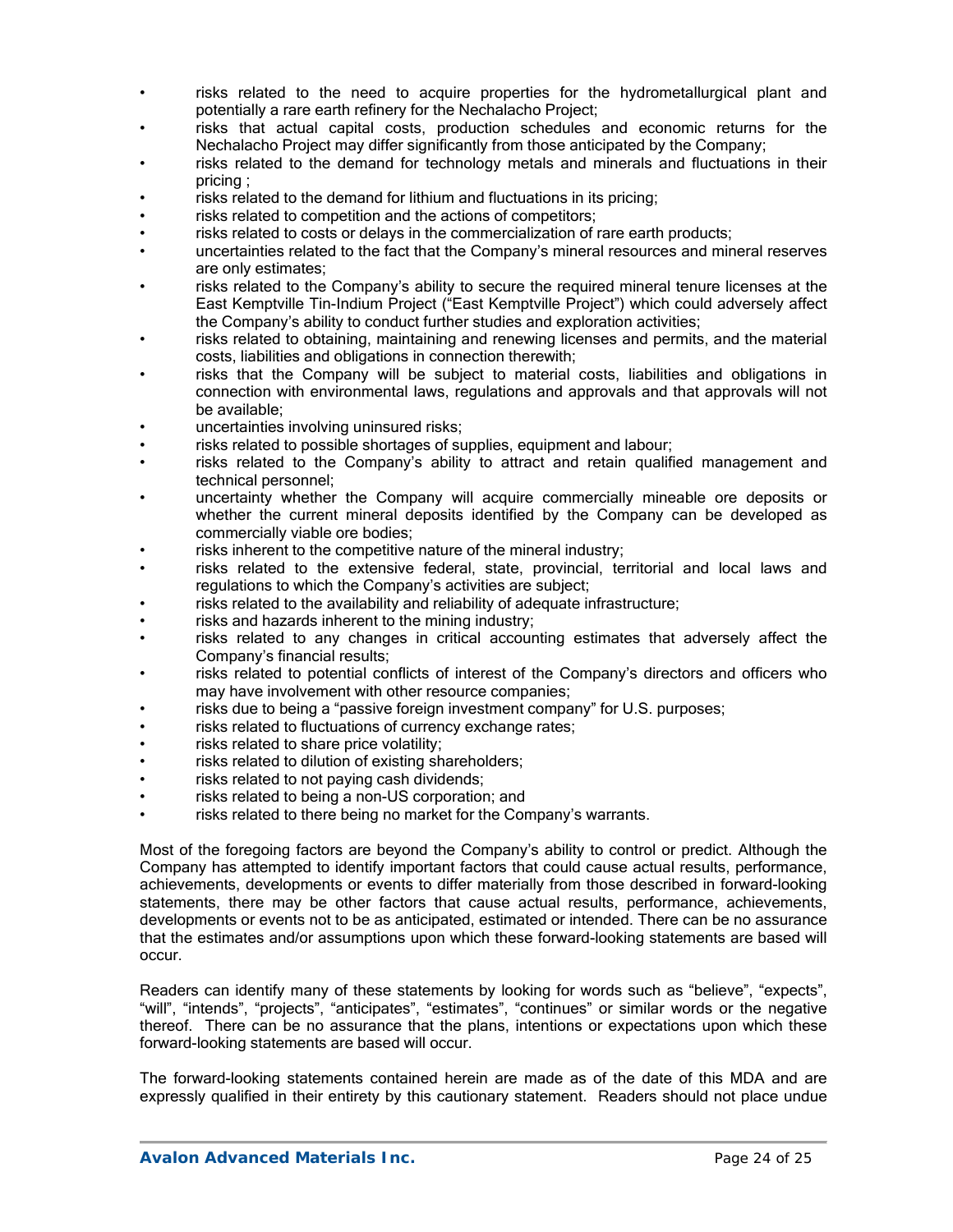- risks related to the need to acquire properties for the hydrometallurgical plant and potentially a rare earth refinery for the Nechalacho Project;
- risks that actual capital costs, production schedules and economic returns for the Nechalacho Project may differ significantly from those anticipated by the Company;
- risks related to the demand for technology metals and minerals and fluctuations in their pricing ;
- risks related to the demand for lithium and fluctuations in its pricing;
- risks related to competition and the actions of competitors;
- risks related to costs or delays in the commercialization of rare earth products;
- uncertainties related to the fact that the Company's mineral resources and mineral reserves are only estimates;
- risks related to the Company's ability to secure the required mineral tenure licenses at the East Kemptville Tin-Indium Project ("East Kemptville Project") which could adversely affect the Company's ability to conduct further studies and exploration activities;
- risks related to obtaining, maintaining and renewing licenses and permits, and the material costs, liabilities and obligations in connection therewith;
- risks that the Company will be subject to material costs, liabilities and obligations in connection with environmental laws, regulations and approvals and that approvals will not be available;
- uncertainties involving uninsured risks;
- risks related to possible shortages of supplies, equipment and labour;
- risks related to the Company's ability to attract and retain qualified management and technical personnel;
- uncertainty whether the Company will acquire commercially mineable ore deposits or whether the current mineral deposits identified by the Company can be developed as commercially viable ore bodies;
- risks inherent to the competitive nature of the mineral industry;
- risks related to the extensive federal, state, provincial, territorial and local laws and regulations to which the Company's activities are subject;
- risks related to the availability and reliability of adequate infrastructure;
- risks and hazards inherent to the mining industry;
- risks related to any changes in critical accounting estimates that adversely affect the Company's financial results;
- risks related to potential conflicts of interest of the Company's directors and officers who may have involvement with other resource companies;
- risks due to being a "passive foreign investment company" for U.S. purposes;
- risks related to fluctuations of currency exchange rates;
- risks related to share price volatility;
- risks related to dilution of existing shareholders;
- risks related to not paying cash dividends;
- risks related to being a non-US corporation; and
- risks related to there being no market for the Company's warrants.

Most of the foregoing factors are beyond the Company's ability to control or predict. Although the Company has attempted to identify important factors that could cause actual results, performance, achievements, developments or events to differ materially from those described in forward-looking statements, there may be other factors that cause actual results, performance, achievements, developments or events not to be as anticipated, estimated or intended. There can be no assurance that the estimates and/or assumptions upon which these forward-looking statements are based will occur.

Readers can identify many of these statements by looking for words such as "believe", "expects", "will", "intends", "projects", "anticipates", "estimates", "continues" or similar words or the negative thereof. There can be no assurance that the plans, intentions or expectations upon which these forward-looking statements are based will occur.

The forward-looking statements contained herein are made as of the date of this MDA and are expressly qualified in their entirety by this cautionary statement. Readers should not place undue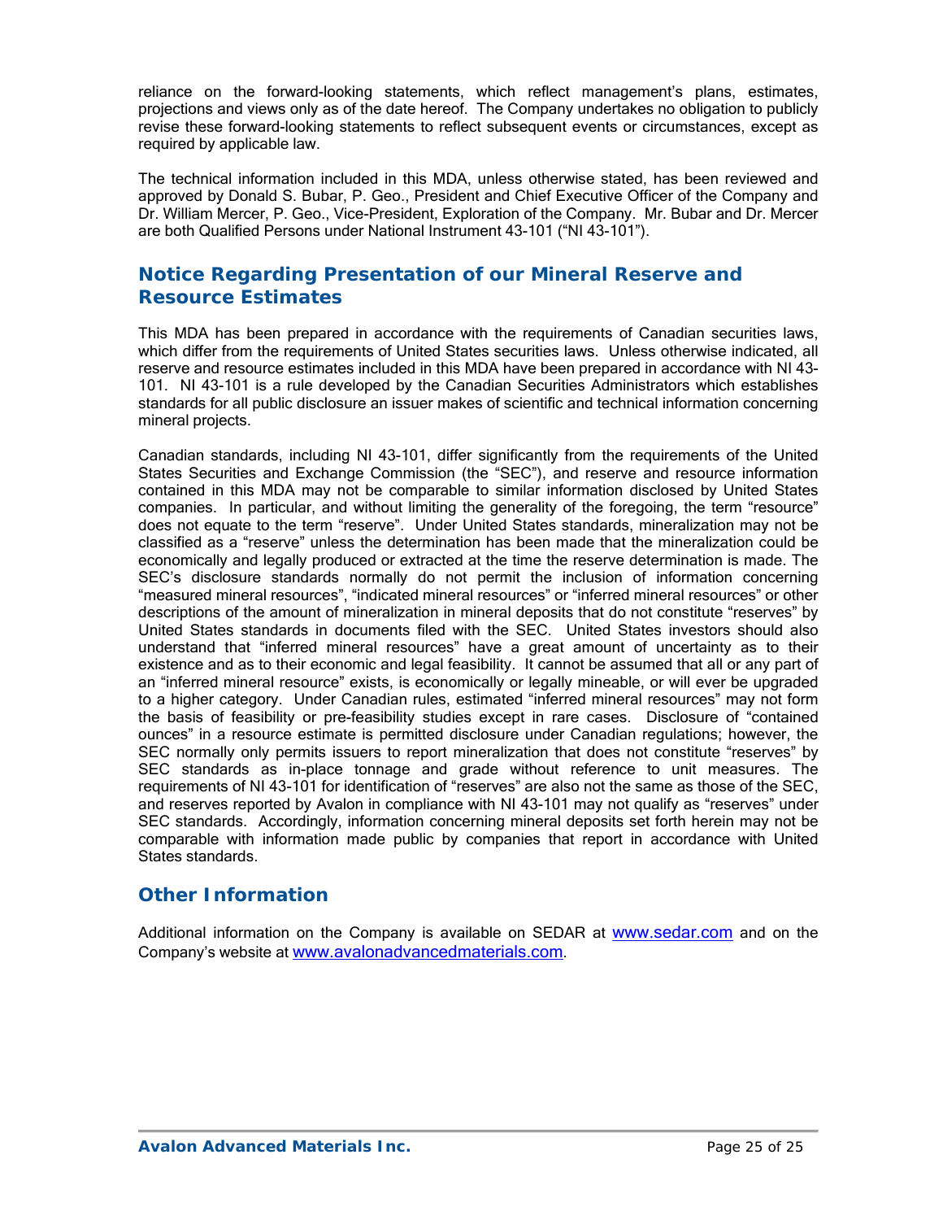reliance on the forward-looking statements, which reflect management's plans, estimates, projections and views only as of the date hereof. The Company undertakes no obligation to publicly revise these forward-looking statements to reflect subsequent events or circumstances, except as required by applicable law.

The technical information included in this MDA, unless otherwise stated, has been reviewed and approved by Donald S. Bubar, P. Geo., President and Chief Executive Officer of the Company and Dr. William Mercer, P. Geo., Vice-President, Exploration of the Company. Mr. Bubar and Dr. Mercer are both Qualified Persons under National Instrument 43-101 ("NI 43-101").

## Notice Regarding Presentation of our Mineral Reserve and Resource Estimates

This MDA has been prepared in accordance with the requirements of Canadian securities laws, which differ from the requirements of United States securities laws. Unless otherwise indicated, all reserve and resource estimates included in this MDA have been prepared in accordance with NI 43-101. NI 43-101 is a rule developed by the Canadian Securities Administrators which establishes standards for all public disclosure an issuer makes of scientific and technical information concerning mineral projects.

Canadian standards, including NI 43-101, differ significantly from the requirements of the United States Securities and Exchange Commission (the "SEC"), and reserve and resource information contained in this MDA may not be comparable to similar information disclosed by United States companies. In particular, and without limiting the generality of the foregoing, the term "resource" does not equate to the term "reserve". Under United States standards, mineralization may not be classified as a "reserve" unless the determination has been made that the mineralization could be economically and legally produced or extracted at the time the reserve determination is made. The SEC's disclosure standards normally do not permit the inclusion of information concerning "measured mineral resources", "indicated mineral resources" or "inferred mineral resources" or other descriptions of the amount of mineralization in mineral deposits that do not constitute "reserves" by United States standards in documents filed with the SEC. United States investors should also understand that "inferred mineral resources" have a great amount of uncertainty as to their existence and as to their economic and legal feasibility. It cannot be assumed that all or any part of an "inferred mineral resource" exists, is economically or legally mineable, or will ever be upgraded to a higher category. Under Canadian rules, estimated "inferred mineral resources" may not form the basis of feasibility or pre-feasibility studies except in rare cases. Disclosure of "contained ounces" in a resource estimate is permitted disclosure under Canadian regulations; however, the SEC normally only permits issuers to report mineralization that does not constitute "reserves" by SEC standards as in-place tonnage and grade without reference to unit measures. The requirements of NI 43-101 for identification of "reserves" are also not the same as those of the SEC, and reserves reported by Avalon in compliance with NI 43-101 may not qualify as "reserves" under SEC standards. Accordingly, information concerning mineral deposits set forth herein may not be comparable with information made public by companies that report in accordance with United States standards.

## Other Information

Additional information on the Company is available on SEDAR at www.sedar.com and on the Company's website at www.avalonadvancedmaterials.com.